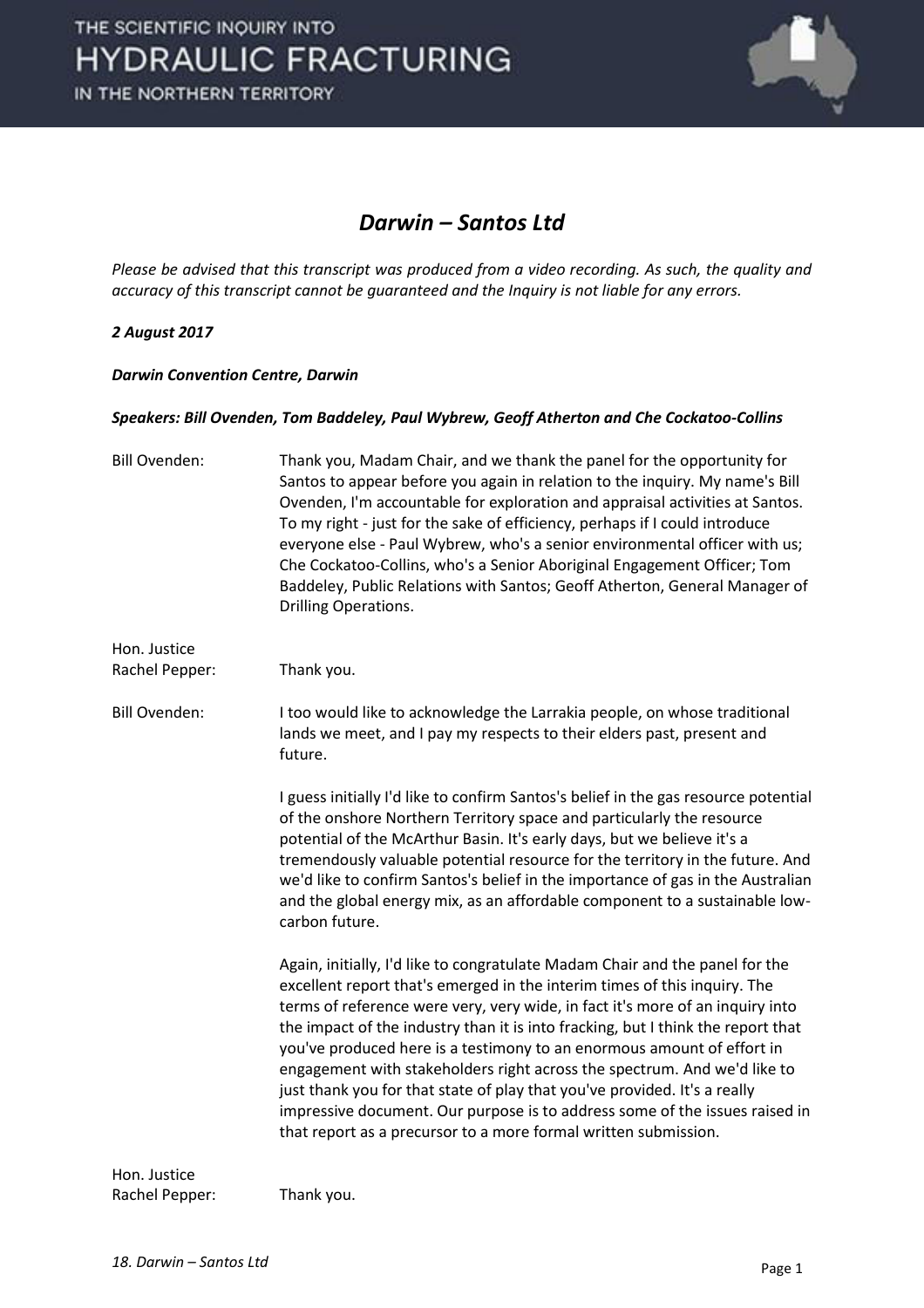# Darwin – Santos Ltd

*Please be advised that this transcript was produced from a video recording. As such, the quality and accuracy of this transcript cannot be guaranteed and the Inquiry is not liable for any errors.*

***2 August 2017***

***Darwin Convention Centre, Darwin***

***Speakers: Bill Ovenden, Tom Baddeley, Paul Wybrew, Geoff Atherton and Che Cockatoo-Collins***

Bill Ovenden: Thank you, Madam Chair, and we thank the panel for the opportunity for Santos to appear before you again in relation to the inquiry. My name's Bill Ovenden, I'm accountable for exploration and appraisal activities at Santos. To my right - just for the sake of efficiency, perhaps if I could introduce everyone else - Paul Wybrew, who's a senior environmental officer with us; Che Cockatoo-Collins, who's a Senior Aboriginal Engagement Officer; Tom Baddeley, Public Relations with Santos; Geoff Atherton, General Manager of Drilling Operations.

Hon. Justice Rachel Pepper: Thank you.

Bill Ovenden: I too would like to acknowledge the Larrakia people, on whose traditional lands we meet, and I pay my respects to their elders past, present and future.

I guess initially I'd like to confirm Santos's belief in the gas resource potential of the onshore Northern Territory space and particularly the resource potential of the McArthur Basin. It's early days, but we believe it's a tremendously valuable potential resource for the territory in the future. And we'd like to confirm Santos's belief in the importance of gas in the Australian and the global energy mix, as an affordable component to a sustainable low-carbon future.

Again, initially, I'd like to congratulate Madam Chair and the panel for the excellent report that's emerged in the interim times of this inquiry. The terms of reference were very, very wide, in fact it's more of an inquiry into the impact of the industry than it is into fracking, but I think the report that you've produced here is a testimony to an enormous amount of effort in engagement with stakeholders right across the spectrum. And we'd like to just thank you for that state of play that you've provided. It's a really impressive document. Our purpose is to address some of the issues raised in that report as a precursor to a more formal written submission.

Hon. Justice Rachel Pepper: Thank you.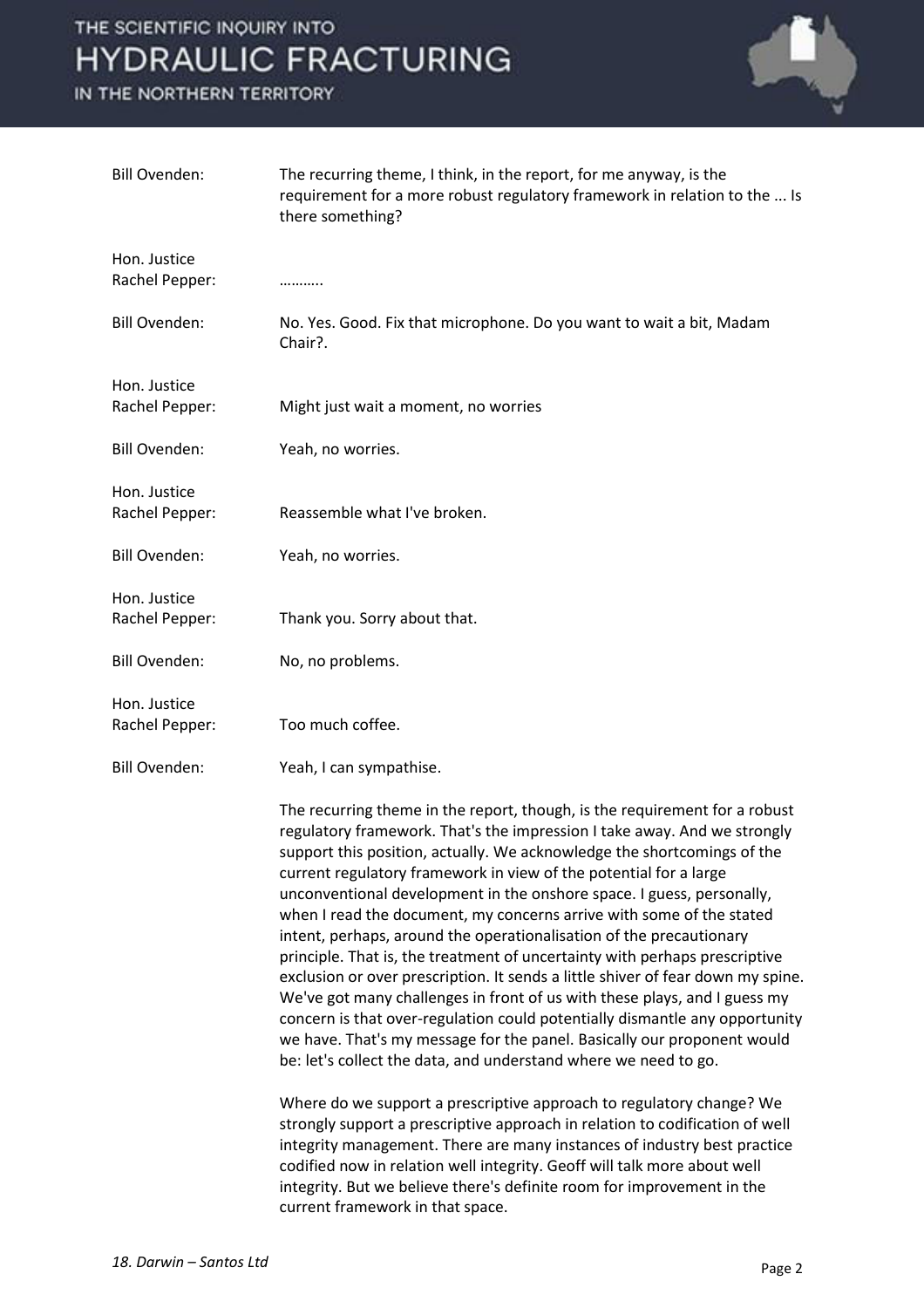**Bill Ovenden:** The recurring theme, I think, in the report, for me anyway, is the requirement for a more robust regulatory framework in relation to the ... Is there something?

**Hon. Justice Rachel Pepper:** ………..

**Bill Ovenden:** No. Yes. Good. Fix that microphone. Do you want to wait a bit, Madam Chair?.

**Hon. Justice Rachel Pepper:** Might just wait a moment, no worries

**Bill Ovenden:** Yeah, no worries.

**Hon. Justice Rachel Pepper:** Reassemble what I've broken.

**Bill Ovenden:** Yeah, no worries.

**Hon. Justice Rachel Pepper:** Thank you. Sorry about that.

**Bill Ovenden:** No, no problems.

**Hon. Justice Rachel Pepper:** Too much coffee.

**Bill Ovenden:** Yeah, I can sympathise.

The recurring theme in the report, though, is the requirement for a robust regulatory framework. That's the impression I take away. And we strongly support this position, actually. We acknowledge the shortcomings of the current regulatory framework in view of the potential for a large unconventional development in the onshore space. I guess, personally, when I read the document, my concerns arrive with some of the stated intent, perhaps, around the operationalisation of the precautionary principle. That is, the treatment of uncertainty with perhaps prescriptive exclusion or over prescription. It sends a little shiver of fear down my spine. We've got many challenges in front of us with these plays, and I guess my concern is that over-regulation could potentially dismantle any opportunity we have. That's my message for the panel. Basically our proponent would be: let's collect the data, and understand where we need to go.

Where do we support a prescriptive approach to regulatory change? We strongly support a prescriptive approach in relation to codification of well integrity management. There are many instances of industry best practice codified now in relation well integrity. Geoff will talk more about well integrity. But we believe there's definite room for improvement in the current framework in that space.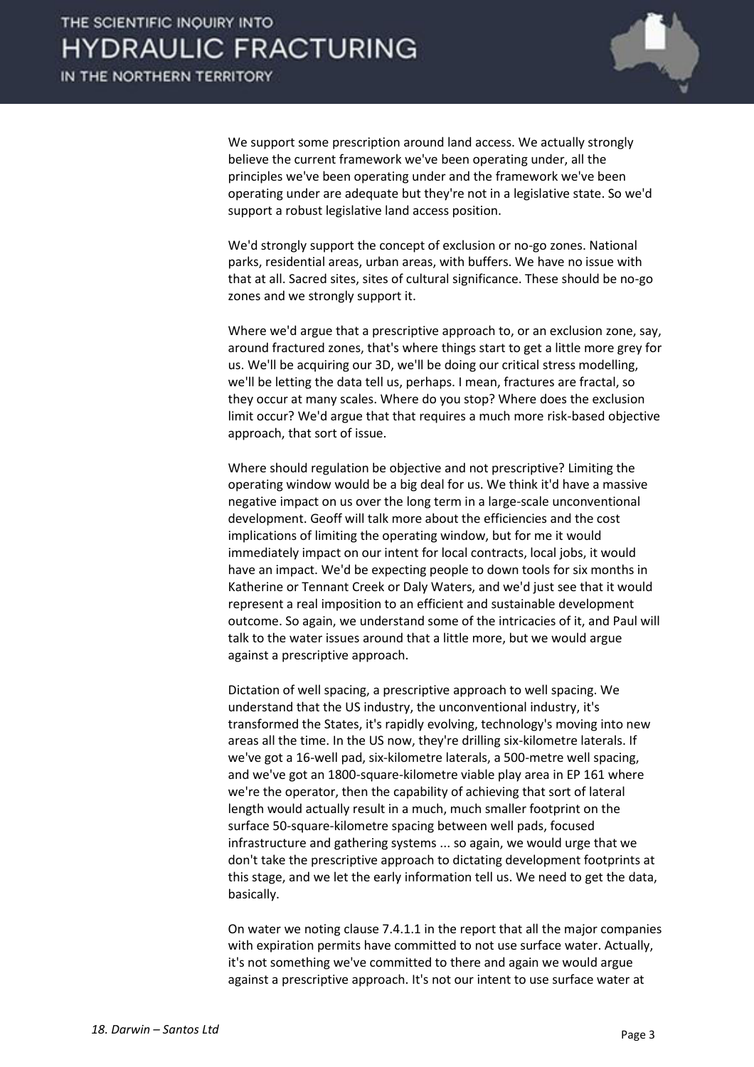We support some prescription around land access. We actually strongly believe the current framework we've been operating under, all the principles we've been operating under and the framework we've been operating under are adequate but they're not in a legislative state. So we'd support a robust legislative land access position.

We'd strongly support the concept of exclusion or no-go zones. National parks, residential areas, urban areas, with buffers. We have no issue with that at all. Sacred sites, sites of cultural significance. These should be no-go zones and we strongly support it.

Where we'd argue that a prescriptive approach to, or an exclusion zone, say, around fractured zones, that's where things start to get a little more grey for us. We'll be acquiring our 3D, we'll be doing our critical stress modelling, we'll be letting the data tell us, perhaps. I mean, fractures are fractal, so they occur at many scales. Where do you stop? Where does the exclusion limit occur? We'd argue that that requires a much more risk-based objective approach, that sort of issue.

Where should regulation be objective and not prescriptive? Limiting the operating window would be a big deal for us. We think it'd have a massive negative impact on us over the long term in a large-scale unconventional development. Geoff will talk more about the efficiencies and the cost implications of limiting the operating window, but for me it would immediately impact on our intent for local contracts, local jobs, it would have an impact. We'd be expecting people to down tools for six months in Katherine or Tennant Creek or Daly Waters, and we'd just see that it would represent a real imposition to an efficient and sustainable development outcome. So again, we understand some of the intricacies of it, and Paul will talk to the water issues around that a little more, but we would argue against a prescriptive approach.

Dictation of well spacing, a prescriptive approach to well spacing. We understand that the US industry, the unconventional industry, it's transformed the States, it's rapidly evolving, technology's moving into new areas all the time. In the US now, they're drilling six-kilometre laterals. If we've got a 16-well pad, six-kilometre laterals, a 500-metre well spacing, and we've got an 1800-square-kilometre viable play area in EP 161 where we're the operator, then the capability of achieving that sort of lateral length would actually result in a much, much smaller footprint on the surface 50-square-kilometre spacing between well pads, focused infrastructure and gathering systems ... so again, we would urge that we don't take the prescriptive approach to dictating development footprints at this stage, and we let the early information tell us. We need to get the data, basically.

On water we noting clause 7.4.1.1 in the report that all the major companies with expiration permits have committed to not use surface water. Actually, it's not something we've committed to there and again we would argue against a prescriptive approach. It's not our intent to use surface water at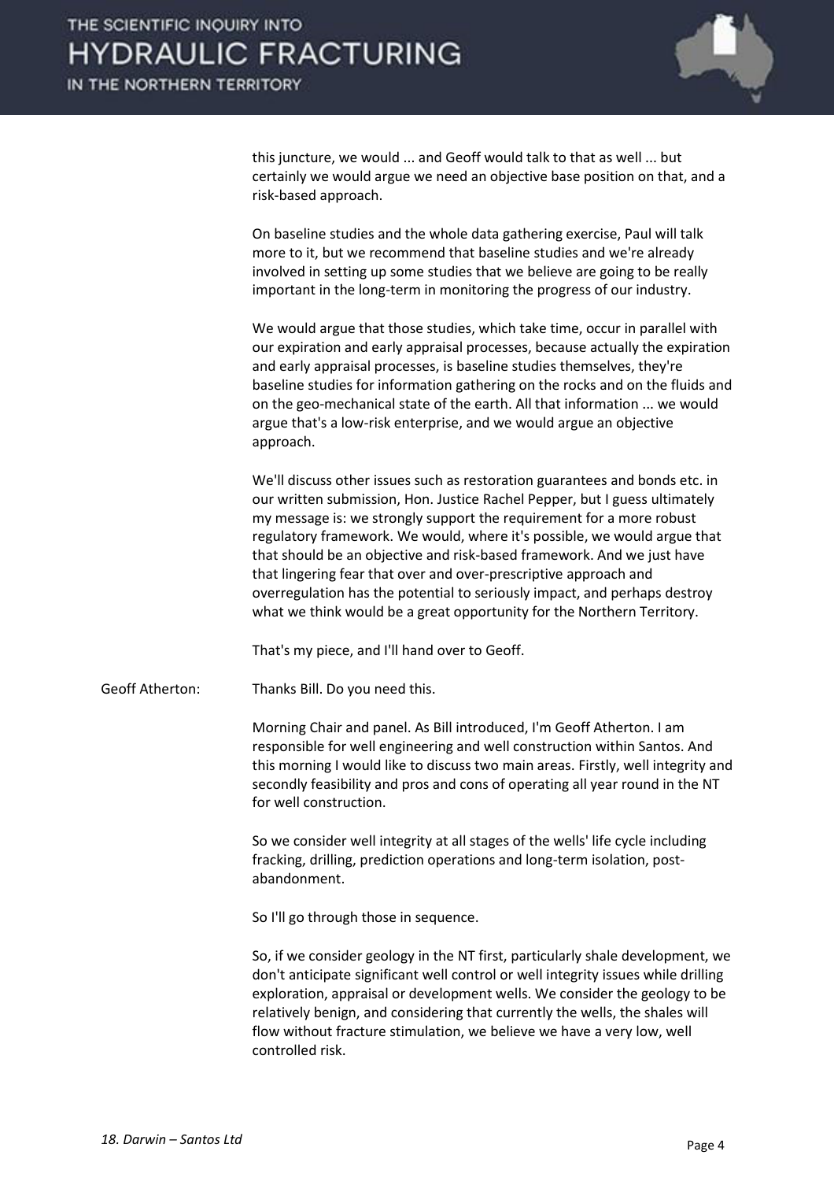this juncture, we would ... and Geoff would talk to that as well ... but certainly we would argue we need an objective base position on that, and a risk-based approach.

On baseline studies and the whole data gathering exercise, Paul will talk more to it, but we recommend that baseline studies and we're already involved in setting up some studies that we believe are going to be really important in the long-term in monitoring the progress of our industry.

We would argue that those studies, which take time, occur in parallel with our expiration and early appraisal processes, because actually the expiration and early appraisal processes, is baseline studies themselves, they're baseline studies for information gathering on the rocks and on the fluids and on the geo-mechanical state of the earth. All that information ... we would argue that's a low-risk enterprise, and we would argue an objective approach.

We'll discuss other issues such as restoration guarantees and bonds etc. in our written submission, Hon. Justice Rachel Pepper, but I guess ultimately my message is: we strongly support the requirement for a more robust regulatory framework. We would, where it's possible, we would argue that that should be an objective and risk-based framework. And we just have that lingering fear that over and over-prescriptive approach and overregulation has the potential to seriously impact, and perhaps destroy what we think would be a great opportunity for the Northern Territory.

That's my piece, and I'll hand over to Geoff.

Geoff Atherton: Thanks Bill. Do you need this.

Morning Chair and panel. As Bill introduced, I'm Geoff Atherton. I am responsible for well engineering and well construction within Santos. And this morning I would like to discuss two main areas. Firstly, well integrity and secondly feasibility and pros and cons of operating all year round in the NT for well construction.

So we consider well integrity at all stages of the wells' life cycle including fracking, drilling, prediction operations and long-term isolation, post-abandonment.

So I'll go through those in sequence.

So, if we consider geology in the NT first, particularly shale development, we don't anticipate significant well control or well integrity issues while drilling exploration, appraisal or development wells. We consider the geology to be relatively benign, and considering that currently the wells, the shales will flow without fracture stimulation, we believe we have a very low, well controlled risk.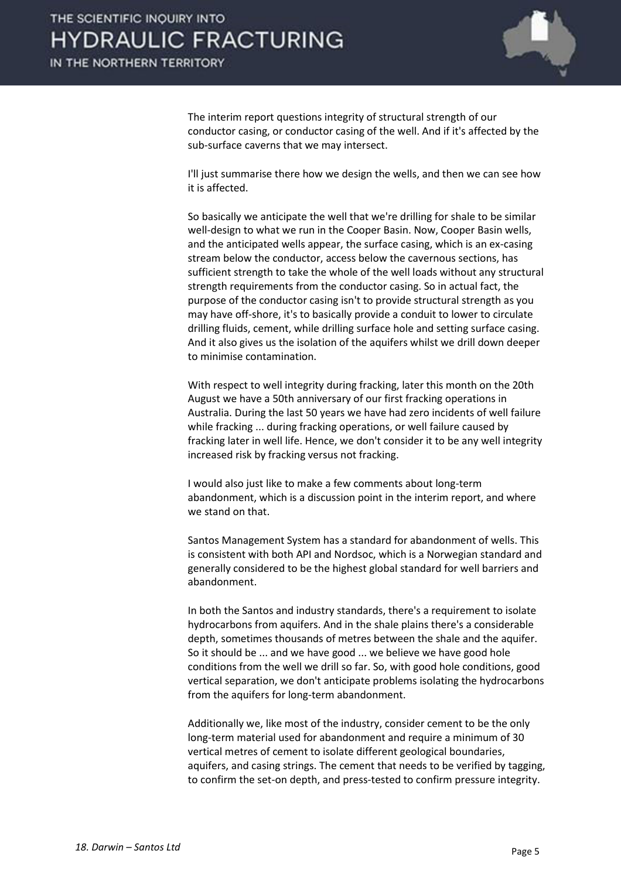The interim report questions integrity of structural strength of our conductor casing, or conductor casing of the well. And if it's affected by the sub-surface caverns that we may intersect.

I'll just summarise there how we design the wells, and then we can see how it is affected.

So basically we anticipate the well that we're drilling for shale to be similar well-design to what we run in the Cooper Basin. Now, Cooper Basin wells, and the anticipated wells appear, the surface casing, which is an ex-casing stream below the conductor, access below the cavernous sections, has sufficient strength to take the whole of the well loads without any structural strength requirements from the conductor casing. So in actual fact, the purpose of the conductor casing isn't to provide structural strength as you may have off-shore, it's to basically provide a conduit to lower to circulate drilling fluids, cement, while drilling surface hole and setting surface casing. And it also gives us the isolation of the aquifers whilst we drill down deeper to minimise contamination.

With respect to well integrity during fracking, later this month on the 20th August we have a 50th anniversary of our first fracking operations in Australia. During the last 50 years we have had zero incidents of well failure while fracking ... during fracking operations, or well failure caused by fracking later in well life. Hence, we don't consider it to be any well integrity increased risk by fracking versus not fracking.

I would also just like to make a few comments about long-term abandonment, which is a discussion point in the interim report, and where we stand on that.

Santos Management System has a standard for abandonment of wells. This is consistent with both API and Nordsoc, which is a Norwegian standard and generally considered to be the highest global standard for well barriers and abandonment.

In both the Santos and industry standards, there's a requirement to isolate hydrocarbons from aquifers. And in the shale plains there's a considerable depth, sometimes thousands of metres between the shale and the aquifer. So it should be ... and we have good ... we believe we have good hole conditions from the well we drill so far. So, with good hole conditions, good vertical separation, we don't anticipate problems isolating the hydrocarbons from the aquifers for long-term abandonment.

Additionally we, like most of the industry, consider cement to be the only long-term material used for abandonment and require a minimum of 30 vertical metres of cement to isolate different geological boundaries, aquifers, and casing strings. The cement that needs to be verified by tagging, to confirm the set-on depth, and press-tested to confirm pressure integrity.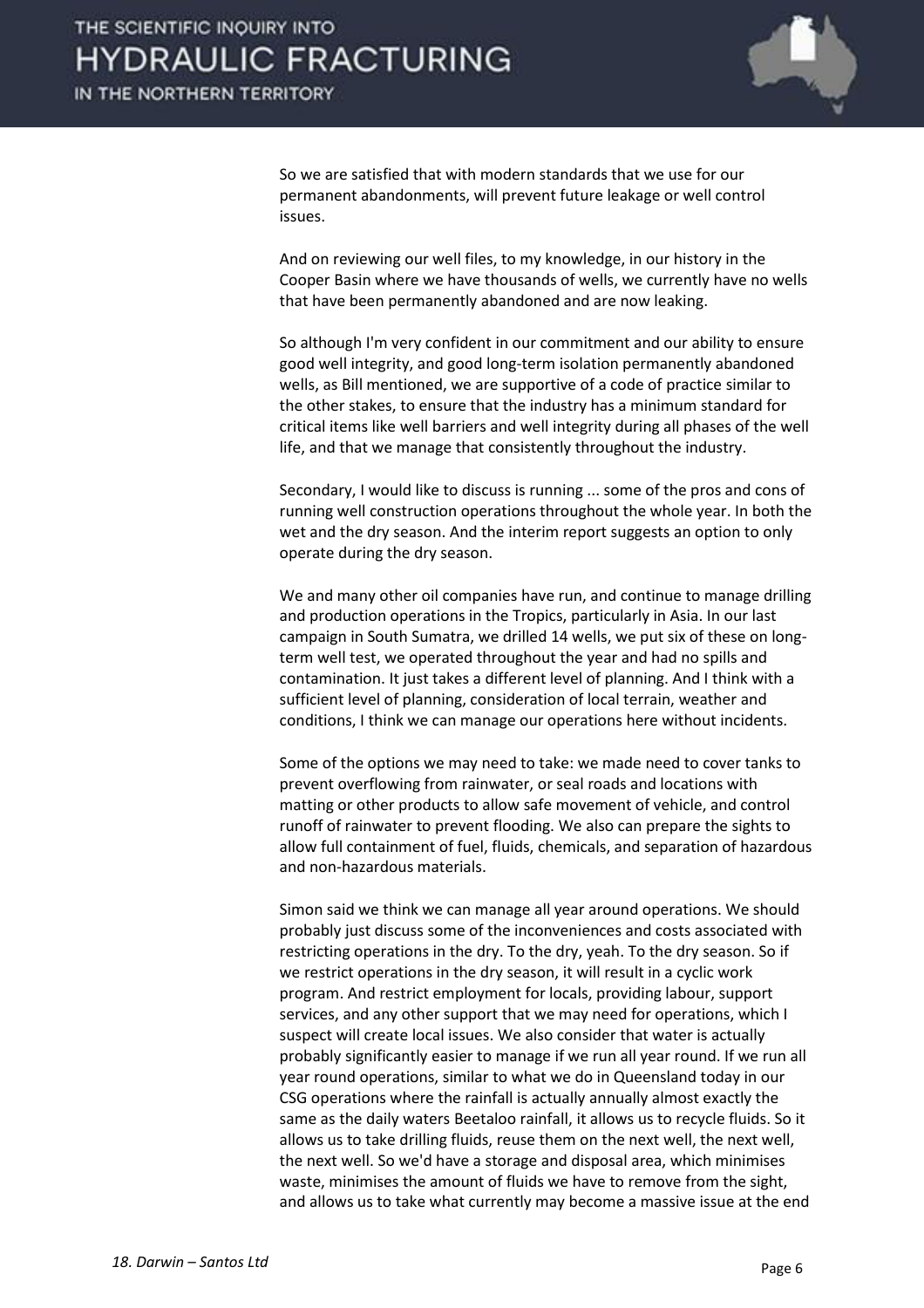So we are satisfied that with modern standards that we use for our permanent abandonments, will prevent future leakage or well control issues.

And on reviewing our well files, to my knowledge, in our history in the Cooper Basin where we have thousands of wells, we currently have no wells that have been permanently abandoned and are now leaking.

So although I'm very confident in our commitment and our ability to ensure good well integrity, and good long-term isolation permanently abandoned wells, as Bill mentioned, we are supportive of a code of practice similar to the other stakes, to ensure that the industry has a minimum standard for critical items like well barriers and well integrity during all phases of the well life, and that we manage that consistently throughout the industry.

Secondary, I would like to discuss is running ... some of the pros and cons of running well construction operations throughout the whole year. In both the wet and the dry season. And the interim report suggests an option to only operate during the dry season.

We and many other oil companies have run, and continue to manage drilling and production operations in the Tropics, particularly in Asia. In our last campaign in South Sumatra, we drilled 14 wells, we put six of these on long-term well test, we operated throughout the year and had no spills and contamination. It just takes a different level of planning. And I think with a sufficient level of planning, consideration of local terrain, weather and conditions, I think we can manage our operations here without incidents.

Some of the options we may need to take: we made need to cover tanks to prevent overflowing from rainwater, or seal roads and locations with matting or other products to allow safe movement of vehicle, and control runoff of rainwater to prevent flooding. We also can prepare the sights to allow full containment of fuel, fluids, chemicals, and separation of hazardous and non-hazardous materials.

Simon said we think we can manage all year around operations. We should probably just discuss some of the inconveniences and costs associated with restricting operations in the dry. To the dry, yeah. To the dry season. So if we restrict operations in the dry season, it will result in a cyclic work program. And restrict employment for locals, providing labour, support services, and any other support that we may need for operations, which I suspect will create local issues. We also consider that water is actually probably significantly easier to manage if we run all year round. If we run all year round operations, similar to what we do in Queensland today in our CSG operations where the rainfall is actually annually almost exactly the same as the daily waters Beetaloo rainfall, it allows us to recycle fluids. So it allows us to take drilling fluids, reuse them on the next well, the next well, the next well. So we'd have a storage and disposal area, which minimises waste, minimises the amount of fluids we have to remove from the sight, and allows us to take what currently may become a massive issue at the end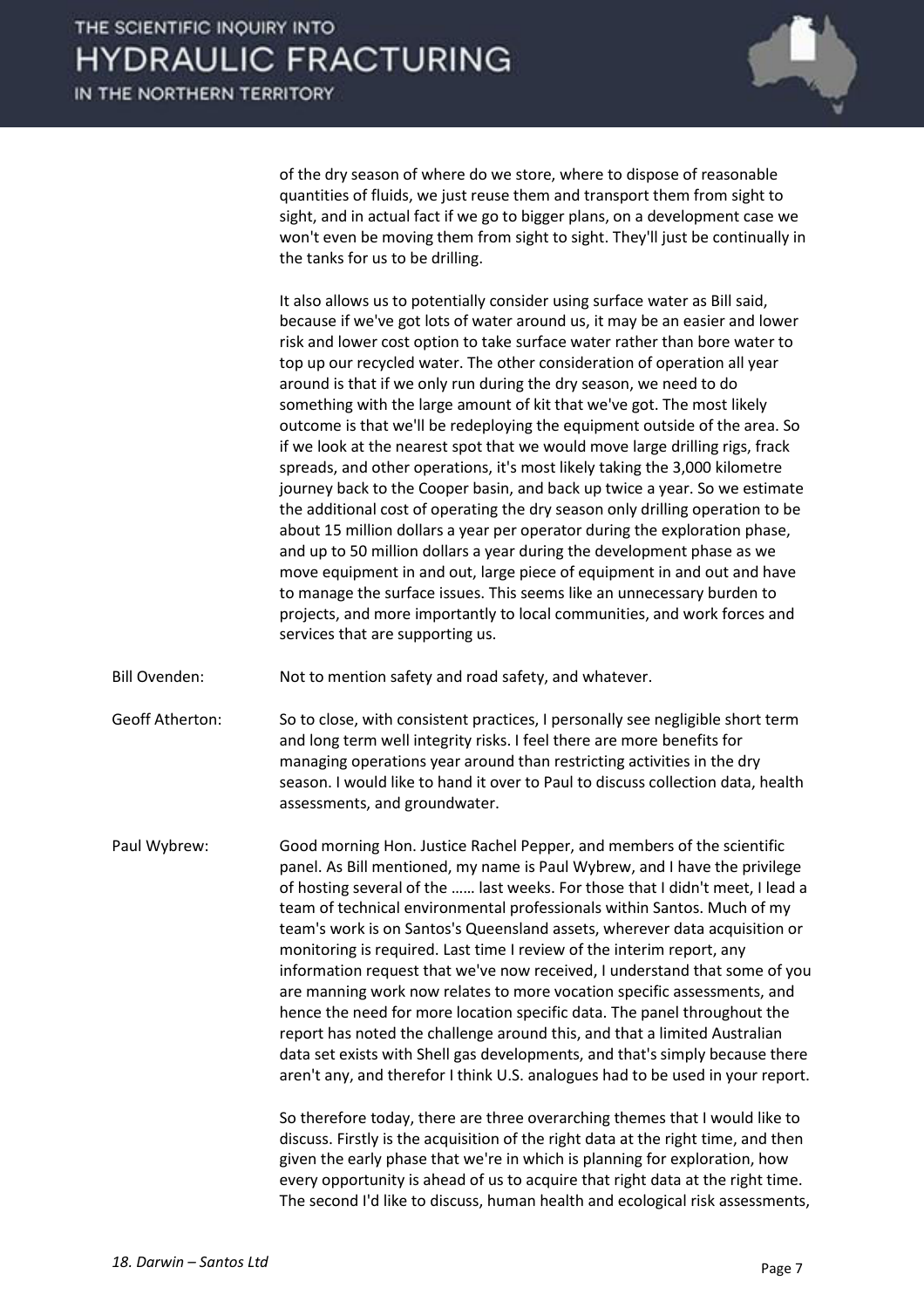of the dry season of where do we store, where to dispose of reasonable quantities of fluids, we just reuse them and transport them from sight to sight, and in actual fact if we go to bigger plans, on a development case we won't even be moving them from sight to sight. They'll just be continually in the tanks for us to be drilling.

It also allows us to potentially consider using surface water as Bill said, because if we've got lots of water around us, it may be an easier and lower risk and lower cost option to take surface water rather than bore water to top up our recycled water. The other consideration of operation all year around is that if we only run during the dry season, we need to do something with the large amount of kit that we've got. The most likely outcome is that we'll be redeploying the equipment outside of the area. So if we look at the nearest spot that we would move large drilling rigs, frack spreads, and other operations, it's most likely taking the 3,000 kilometre journey back to the Cooper basin, and back up twice a year. So we estimate the additional cost of operating the dry season only drilling operation to be about 15 million dollars a year per operator during the exploration phase, and up to 50 million dollars a year during the development phase as we move equipment in and out, large piece of equipment in and out and have to manage the surface issues. This seems like an unnecessary burden to projects, and more importantly to local communities, and work forces and services that are supporting us.

Bill Ovenden: Not to mention safety and road safety, and whatever.

Geoff Atherton: So to close, with consistent practices, I personally see negligible short term and long term well integrity risks. I feel there are more benefits for managing operations year around than restricting activities in the dry season. I would like to hand it over to Paul to discuss collection data, health assessments, and groundwater.

Paul Wybrew: Good morning Hon. Justice Rachel Pepper, and members of the scientific panel. As Bill mentioned, my name is Paul Wybrew, and I have the privilege of hosting several of the …… last weeks. For those that I didn't meet, I lead a team of technical environmental professionals within Santos. Much of my team's work is on Santos's Queensland assets, wherever data acquisition or monitoring is required. Last time I review of the interim report, any information request that we've now received, I understand that some of you are manning work now relates to more vocation specific assessments, and hence the need for more location specific data. The panel throughout the report has noted the challenge around this, and that a limited Australian data set exists with Shell gas developments, and that's simply because there aren't any, and therefor I think U.S. analogues had to be used in your report.

So therefore today, there are three overarching themes that I would like to discuss. Firstly is the acquisition of the right data at the right time, and then given the early phase that we're in which is planning for exploration, how every opportunity is ahead of us to acquire that right data at the right time. The second I'd like to discuss, human health and ecological risk assessments,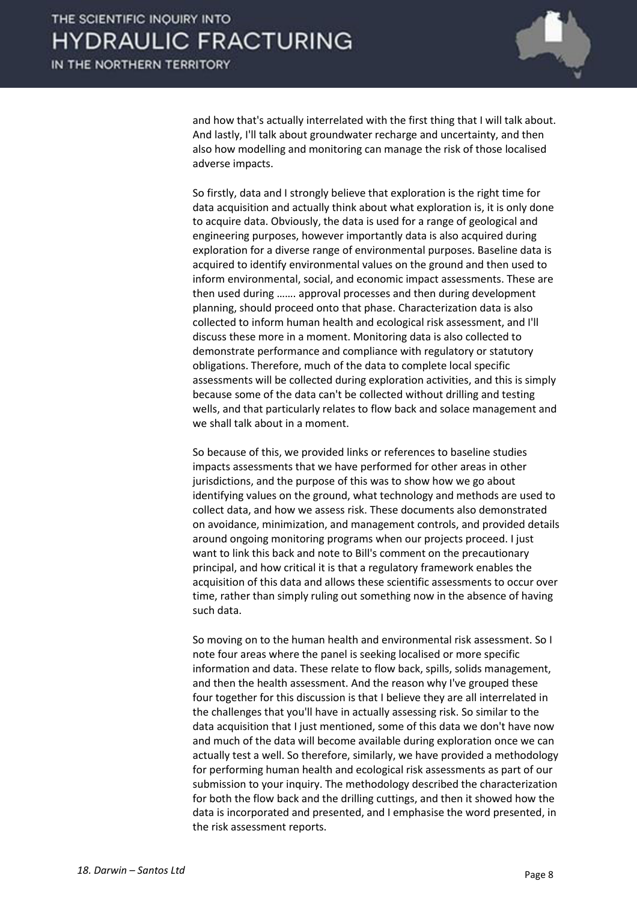and how that's actually interrelated with the first thing that I will talk about. And lastly, I'll talk about groundwater recharge and uncertainty, and then also how modelling and monitoring can manage the risk of those localised adverse impacts.

So firstly, data and I strongly believe that exploration is the right time for data acquisition and actually think about what exploration is, it is only done to acquire data. Obviously, the data is used for a range of geological and engineering purposes, however importantly data is also acquired during exploration for a diverse range of environmental purposes. Baseline data is acquired to identify environmental values on the ground and then used to inform environmental, social, and economic impact assessments. These are then used during ……. approval processes and then during development planning, should proceed onto that phase. Characterization data is also collected to inform human health and ecological risk assessment, and I'll discuss these more in a moment. Monitoring data is also collected to demonstrate performance and compliance with regulatory or statutory obligations. Therefore, much of the data to complete local specific assessments will be collected during exploration activities, and this is simply because some of the data can't be collected without drilling and testing wells, and that particularly relates to flow back and solace management and we shall talk about in a moment.

So because of this, we provided links or references to baseline studies impacts assessments that we have performed for other areas in other jurisdictions, and the purpose of this was to show how we go about identifying values on the ground, what technology and methods are used to collect data, and how we assess risk. These documents also demonstrated on avoidance, minimization, and management controls, and provided details around ongoing monitoring programs when our projects proceed. I just want to link this back and note to Bill's comment on the precautionary principal, and how critical it is that a regulatory framework enables the acquisition of this data and allows these scientific assessments to occur over time, rather than simply ruling out something now in the absence of having such data.

So moving on to the human health and environmental risk assessment. So I note four areas where the panel is seeking localised or more specific information and data. These relate to flow back, spills, solids management, and then the health assessment. And the reason why I've grouped these four together for this discussion is that I believe they are all interrelated in the challenges that you'll have in actually assessing risk. So similar to the data acquisition that I just mentioned, some of this data we don't have now and much of the data will become available during exploration once we can actually test a well. So therefore, similarly, we have provided a methodology for performing human health and ecological risk assessments as part of our submission to your inquiry. The methodology described the characterization for both the flow back and the drilling cuttings, and then it showed how the data is incorporated and presented, and I emphasise the word presented, in the risk assessment reports.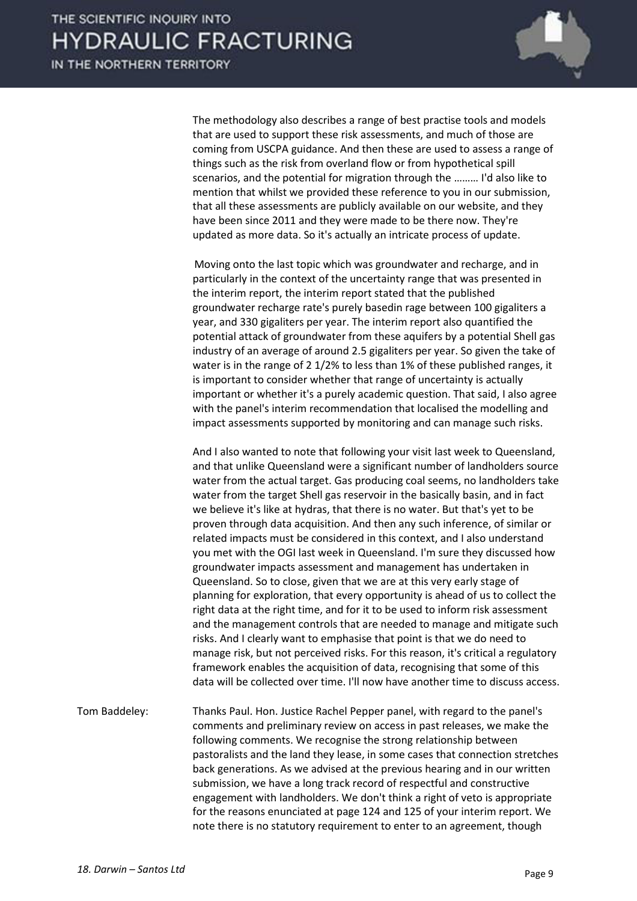The methodology also describes a range of best practise tools and models that are used to support these risk assessments, and much of those are coming from USCPA guidance. And then these are used to assess a range of things such as the risk from overland flow or from hypothetical spill scenarios, and the potential for migration through the ……… I'd also like to mention that whilst we provided these reference to you in our submission, that all these assessments are publicly available on our website, and they have been since 2011 and they were made to be there now. They're updated as more data. So it's actually an intricate process of update.

Moving onto the last topic which was groundwater and recharge, and in particularly in the context of the uncertainty range that was presented in the interim report, the interim report stated that the published groundwater recharge rate's purely basedin rage between 100 gigaliters a year, and 330 gigaliters per year. The interim report also quantified the potential attack of groundwater from these aquifers by a potential Shell gas industry of an average of around 2.5 gigaliters per year. So given the take of water is in the range of 2 1/2% to less than 1% of these published ranges, it is important to consider whether that range of uncertainty is actually important or whether it's a purely academic question. That said, I also agree with the panel's interim recommendation that localised the modelling and impact assessments supported by monitoring and can manage such risks.

And I also wanted to note that following your visit last week to Queensland, and that unlike Queensland were a significant number of landholders source water from the actual target. Gas producing coal seems, no landholders take water from the target Shell gas reservoir in the basically basin, and in fact we believe it's like at hydras, that there is no water. But that's yet to be proven through data acquisition. And then any such inference, of similar or related impacts must be considered in this context, and I also understand you met with the OGI last week in Queensland. I'm sure they discussed how groundwater impacts assessment and management has undertaken in Queensland. So to close, given that we are at this very early stage of planning for exploration, that every opportunity is ahead of us to collect the right data at the right time, and for it to be used to inform risk assessment and the management controls that are needed to manage and mitigate such risks. And I clearly want to emphasise that point is that we do need to manage risk, but not perceived risks. For this reason, it's critical a regulatory framework enables the acquisition of data, recognising that some of this data will be collected over time. I'll now have another time to discuss access.

Tom Baddeley: Thanks Paul. Hon. Justice Rachel Pepper panel, with regard to the panel's comments and preliminary review on access in past releases, we make the following comments. We recognise the strong relationship between pastoralists and the land they lease, in some cases that connection stretches back generations. As we advised at the previous hearing and in our written submission, we have a long track record of respectful and constructive engagement with landholders. We don't think a right of veto is appropriate for the reasons enunciated at page 124 and 125 of your interim report. We note there is no statutory requirement to enter to an agreement, though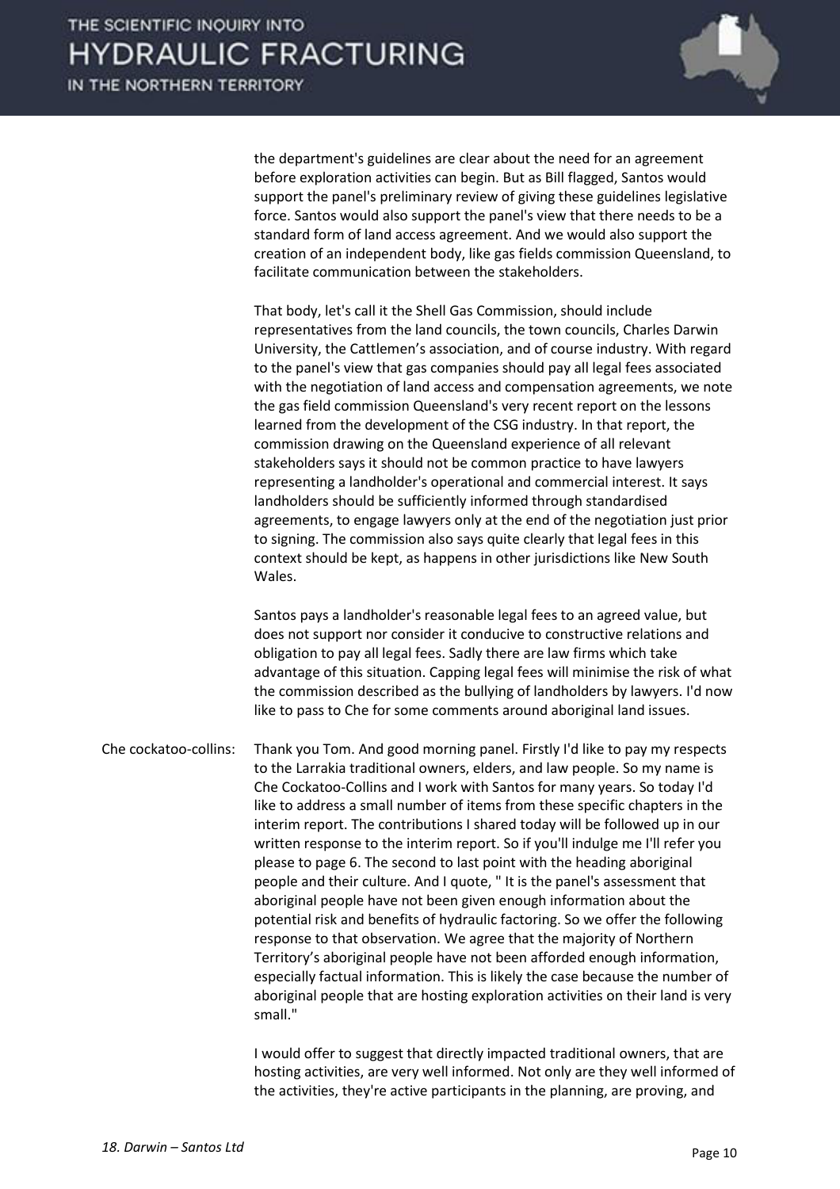the department's guidelines are clear about the need for an agreement before exploration activities can begin. But as Bill flagged, Santos would support the panel's preliminary review of giving these guidelines legislative force. Santos would also support the panel's view that there needs to be a standard form of land access agreement. And we would also support the creation of an independent body, like gas fields commission Queensland, to facilitate communication between the stakeholders.

That body, let's call it the Shell Gas Commission, should include representatives from the land councils, the town councils, Charles Darwin University, the Cattlemen's association, and of course industry. With regard to the panel's view that gas companies should pay all legal fees associated with the negotiation of land access and compensation agreements, we note the gas field commission Queensland's very recent report on the lessons learned from the development of the CSG industry. In that report, the commission drawing on the Queensland experience of all relevant stakeholders says it should not be common practice to have lawyers representing a landholder's operational and commercial interest. It says landholders should be sufficiently informed through standardised agreements, to engage lawyers only at the end of the negotiation just prior to signing. The commission also says quite clearly that legal fees in this context should be kept, as happens in other jurisdictions like New South Wales.

Santos pays a landholder's reasonable legal fees to an agreed value, but does not support nor consider it conducive to constructive relations and obligation to pay all legal fees. Sadly there are law firms which take advantage of this situation. Capping legal fees will minimise the risk of what the commission described as the bullying of landholders by lawyers. I'd now like to pass to Che for some comments around aboriginal land issues.

Che cockatoo-collins: Thank you Tom. And good morning panel. Firstly I'd like to pay my respects to the Larrakia traditional owners, elders, and law people. So my name is Che Cockatoo-Collins and I work with Santos for many years. So today I'd like to address a small number of items from these specific chapters in the interim report. The contributions I shared today will be followed up in our written response to the interim report. So if you'll indulge me I'll refer you please to page 6. The second to last point with the heading aboriginal people and their culture. And I quote, " It is the panel's assessment that aboriginal people have not been given enough information about the potential risk and benefits of hydraulic factoring. So we offer the following response to that observation. We agree that the majority of Northern Territory's aboriginal people have not been afforded enough information, especially factual information. This is likely the case because the number of aboriginal people that are hosting exploration activities on their land is very small."

I would offer to suggest that directly impacted traditional owners, that are hosting activities, are very well informed. Not only are they well informed of the activities, they're active participants in the planning, are proving, and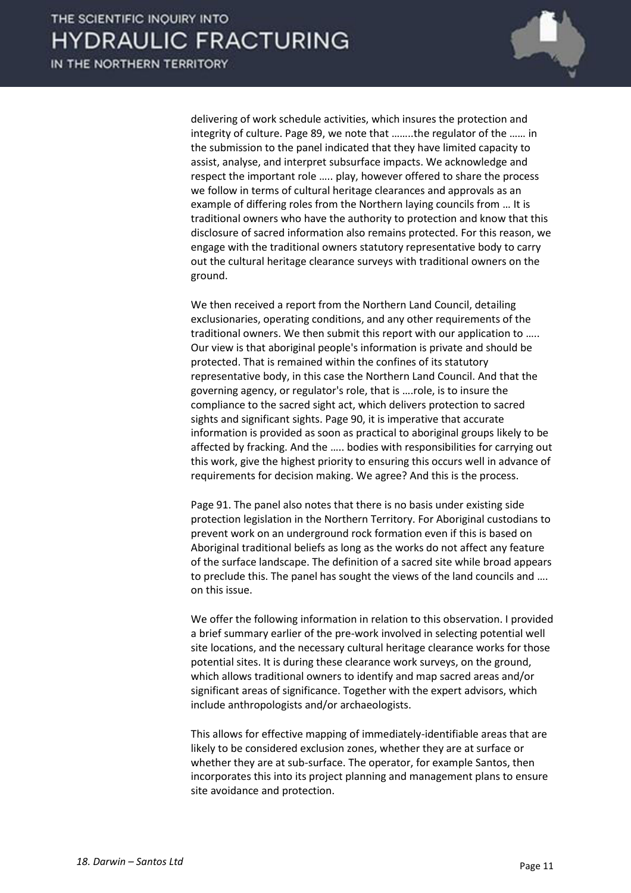delivering of work schedule activities, which insures the protection and integrity of culture. Page 89, we note that ……..the regulator of the …… in the submission to the panel indicated that they have limited capacity to assist, analyse, and interpret subsurface impacts. We acknowledge and respect the important role ….. play, however offered to share the process we follow in terms of cultural heritage clearances and approvals as an example of differing roles from the Northern laying councils from … It is traditional owners who have the authority to protection and know that this disclosure of sacred information also remains protected. For this reason, we engage with the traditional owners statutory representative body to carry out the cultural heritage clearance surveys with traditional owners on the ground.

We then received a report from the Northern Land Council, detailing exclusionaries, operating conditions, and any other requirements of the traditional owners. We then submit this report with our application to ….. Our view is that aboriginal people's information is private and should be protected. That is remained within the confines of its statutory representative body, in this case the Northern Land Council. And that the governing agency, or regulator's role, that is ….role, is to insure the compliance to the sacred sight act, which delivers protection to sacred sights and significant sights. Page 90, it is imperative that accurate information is provided as soon as practical to aboriginal groups likely to be affected by fracking. And the ….. bodies with responsibilities for carrying out this work, give the highest priority to ensuring this occurs well in advance of requirements for decision making. We agree? And this is the process.

Page 91. The panel also notes that there is no basis under existing side protection legislation in the Northern Territory. For Aboriginal custodians to prevent work on an underground rock formation even if this is based on Aboriginal traditional beliefs as long as the works do not affect any feature of the surface landscape. The definition of a sacred site while broad appears to preclude this. The panel has sought the views of the land councils and …. on this issue.

We offer the following information in relation to this observation. I provided a brief summary earlier of the pre-work involved in selecting potential well site locations, and the necessary cultural heritage clearance works for those potential sites. It is during these clearance work surveys, on the ground, which allows traditional owners to identify and map sacred areas and/or significant areas of significance. Together with the expert advisors, which include anthropologists and/or archaeologists.

This allows for effective mapping of immediately-identifiable areas that are likely to be considered exclusion zones, whether they are at surface or whether they are at sub-surface. The operator, for example Santos, then incorporates this into its project planning and management plans to ensure site avoidance and protection.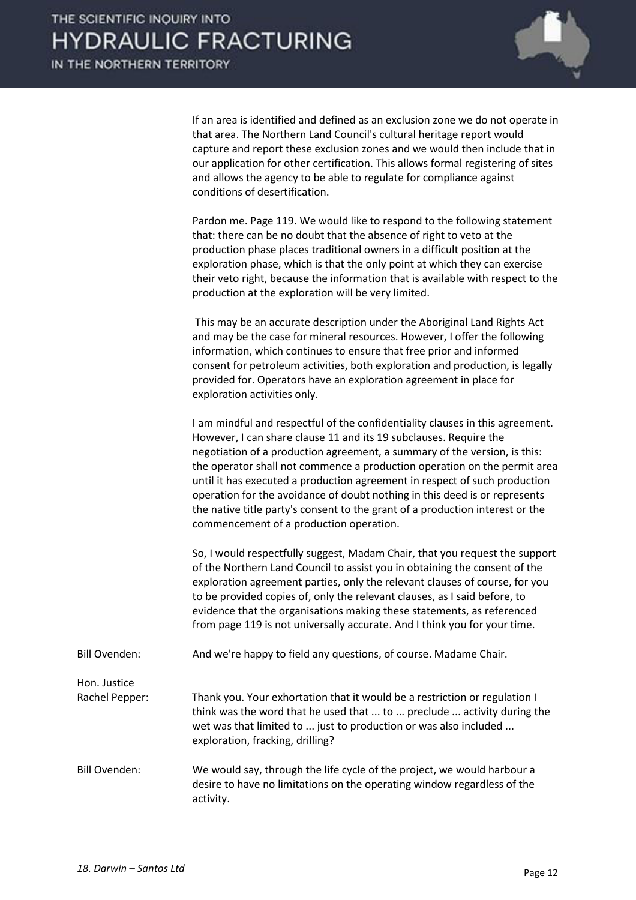If an area is identified and defined as an exclusion zone we do not operate in that area. The Northern Land Council's cultural heritage report would capture and report these exclusion zones and we would then include that in our application for other certification. This allows formal registering of sites and allows the agency to be able to regulate for compliance against conditions of desertification.

Pardon me. Page 119. We would like to respond to the following statement that: there can be no doubt that the absence of right to veto at the production phase places traditional owners in a difficult position at the exploration phase, which is that the only point at which they can exercise their veto right, because the information that is available with respect to the production at the exploration will be very limited.

This may be an accurate description under the Aboriginal Land Rights Act and may be the case for mineral resources. However, I offer the following information, which continues to ensure that free prior and informed consent for petroleum activities, both exploration and production, is legally provided for. Operators have an exploration agreement in place for exploration activities only.

I am mindful and respectful of the confidentiality clauses in this agreement. However, I can share clause 11 and its 19 subclauses. Require the negotiation of a production agreement, a summary of the version, is this: the operator shall not commence a production operation on the permit area until it has executed a production agreement in respect of such production operation for the avoidance of doubt nothing in this deed is or represents the native title party's consent to the grant of a production interest or the commencement of a production operation.

So, I would respectfully suggest, Madam Chair, that you request the support of the Northern Land Council to assist you in obtaining the consent of the exploration agreement parties, only the relevant clauses of course, for you to be provided copies of, only the relevant clauses, as I said before, to evidence that the organisations making these statements, as referenced from page 119 is not universally accurate. And I think you for your time.

Bill Ovenden: And we're happy to field any questions, of course. Madame Chair.

Hon. Justice Rachel Pepper: Thank you. Your exhortation that it would be a restriction or regulation I think was the word that he used that ... to ... preclude ... activity during the wet was that limited to ... just to production or was also included ... exploration, fracking, drilling?

Bill Ovenden: We would say, through the life cycle of the project, we would harbour a desire to have no limitations on the operating window regardless of the activity.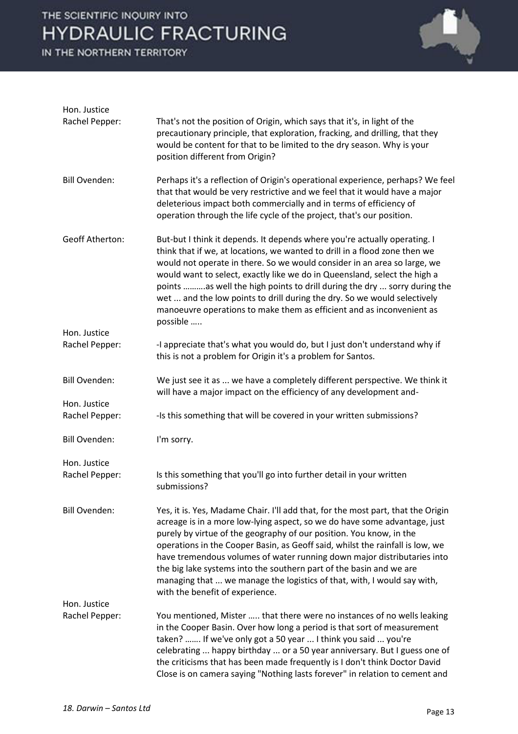**Hon. Justice Rachel Pepper:** That's not the position of Origin, which says that it's, in light of the precautionary principle, that exploration, fracking, and drilling, that they would be content for that to be limited to the dry season. Why is your position different from Origin?

**Bill Ovenden:** Perhaps it's a reflection of Origin's operational experience, perhaps? We feel that that would be very restrictive and we feel that it would have a major deleterious impact both commercially and in terms of efficiency of operation through the life cycle of the project, that's our position.

**Geoff Atherton:** But-but I think it depends. It depends where you're actually operating. I think that if we, at locations, we wanted to drill in a flood zone then we would not operate in there. So we would consider in an area so large, we would want to select, exactly like we do in Queensland, select the high a points ……….as well the high points to drill during the dry ... sorry during the wet ... and the low points to drill during the dry. So we would selectively manoeuvre operations to make them as efficient and as inconvenient as possible …..

**Hon. Justice Rachel Pepper:** -I appreciate that's what you would do, but I just don't understand why if this is not a problem for Origin it's a problem for Santos.

**Bill Ovenden:** We just see it as ... we have a completely different perspective. We think it will have a major impact on the efficiency of any development and-

**Hon. Justice Rachel Pepper:** -Is this something that will be covered in your written submissions?

**Bill Ovenden:** I'm sorry.

**Hon. Justice Rachel Pepper:** Is this something that you'll go into further detail in your written submissions?

**Bill Ovenden:** Yes, it is. Yes, Madame Chair. I'll add that, for the most part, that the Origin acreage is in a more low-lying aspect, so we do have some advantage, just purely by virtue of the geography of our position. You know, in the operations in the Cooper Basin, as Geoff said, whilst the rainfall is low, we have tremendous volumes of water running down major distributaries into the big lake systems into the southern part of the basin and we are managing that ... we manage the logistics of that, with, I would say with, with the benefit of experience.

**Hon. Justice Rachel Pepper:** You mentioned, Mister ….. that there were no instances of no wells leaking in the Cooper Basin. Over how long a period is that sort of measurement taken? ……. If we've only got a 50 year ... I think you said ... you're celebrating ... happy birthday ... or a 50 year anniversary. But I guess one of the criticisms that has been made frequently is I don't think Doctor David Close is on camera saying "Nothing lasts forever" in relation to cement and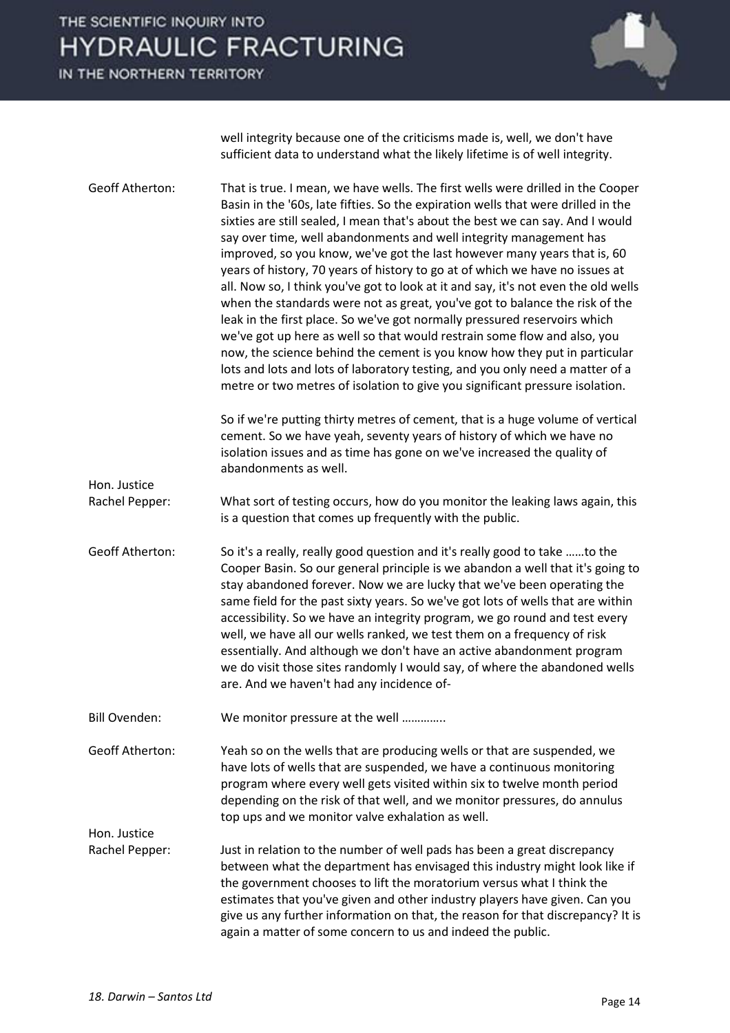well integrity because one of the criticisms made is, well, we don't have sufficient data to understand what the likely lifetime is of well integrity.

**Geoff Atherton:** That is true. I mean, we have wells. The first wells were drilled in the Cooper Basin in the '60s, late fifties. So the expiration wells that were drilled in the sixties are still sealed, I mean that's about the best we can say. And I would say over time, well abandonments and well integrity management has improved, so you know, we've got the last however many years that is, 60 years of history, 70 years of history to go at of which we have no issues at all. Now so, I think you've got to look at it and say, it's not even the old wells when the standards were not as great, you've got to balance the risk of the leak in the first place. So we've got normally pressured reservoirs which we've got up here as well so that would restrain some flow and also, you now, the science behind the cement is you know how they put in particular lots and lots and lots of laboratory testing, and you only need a matter of a metre or two metres of isolation to give you significant pressure isolation.

So if we're putting thirty metres of cement, that is a huge volume of vertical cement. So we have yeah, seventy years of history of which we have no isolation issues and as time has gone on we've increased the quality of abandonments as well.

**Hon. Justice Rachel Pepper:** What sort of testing occurs, how do you monitor the leaking laws again, this is a question that comes up frequently with the public.

**Geoff Atherton:** So it's a really, really good question and it's really good to take ……to the Cooper Basin. So our general principle is we abandon a well that it's going to stay abandoned forever. Now we are lucky that we've been operating the same field for the past sixty years. So we've got lots of wells that are within accessibility. So we have an integrity program, we go round and test every well, we have all our wells ranked, we test them on a frequency of risk essentially. And although we don't have an active abandonment program we do visit those sites randomly I would say, of where the abandoned wells are. And we haven't had any incidence of-

**Bill Ovenden:** We monitor pressure at the well …………..

**Geoff Atherton:** Yeah so on the wells that are producing wells or that are suspended, we have lots of wells that are suspended, we have a continuous monitoring program where every well gets visited within six to twelve month period depending on the risk of that well, and we monitor pressures, do annulus top ups and we monitor valve exhalation as well.

**Hon. Justice Rachel Pepper:** Just in relation to the number of well pads has been a great discrepancy between what the department has envisaged this industry might look like if the government chooses to lift the moratorium versus what I think the estimates that you've given and other industry players have given. Can you give us any further information on that, the reason for that discrepancy? It is again a matter of some concern to us and indeed the public.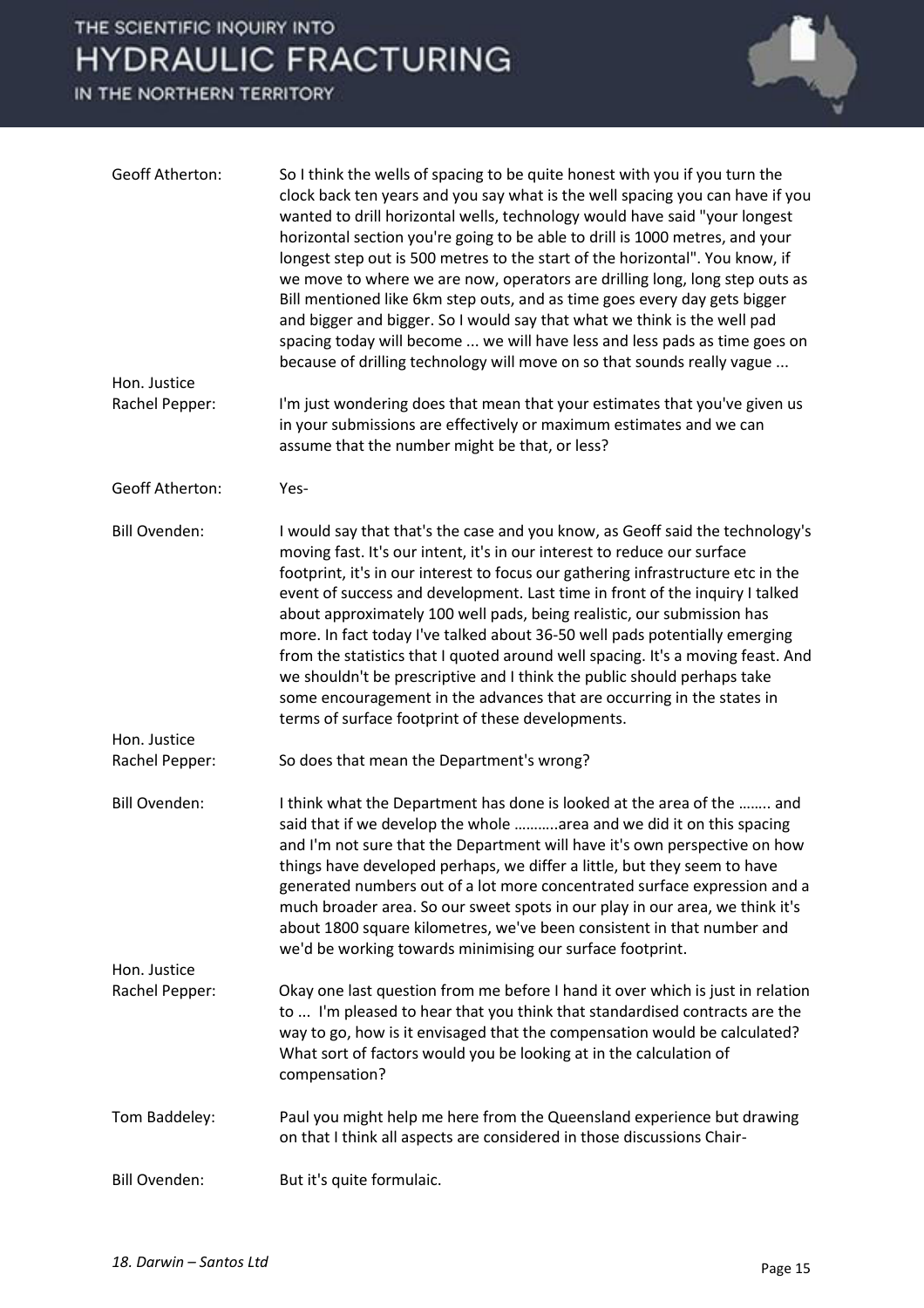**Geoff Atherton:** So I think the wells of spacing to be quite honest with you if you turn the clock back ten years and you say what is the well spacing you can have if you wanted to drill horizontal wells, technology would have said "your longest horizontal section you're going to be able to drill is 1000 metres, and your longest step out is 500 metres to the start of the horizontal". You know, if we move to where we are now, operators are drilling long, long step outs as Bill mentioned like 6km step outs, and as time goes every day gets bigger and bigger and bigger. So I would say that what we think is the well pad spacing today will become ... we will have less and less pads as time goes on because of drilling technology will move on so that sounds really vague ...

**Hon. Justice Rachel Pepper:** I'm just wondering does that mean that your estimates that you've given us in your submissions are effectively or maximum estimates and we can assume that the number might be that, or less?

**Geoff Atherton:** Yes-

**Bill Ovenden:** I would say that that's the case and you know, as Geoff said the technology's moving fast. It's our intent, it's in our interest to reduce our surface footprint, it's in our interest to focus our gathering infrastructure etc in the event of success and development. Last time in front of the inquiry I talked about approximately 100 well pads, being realistic, our submission has more. In fact today I've talked about 36-50 well pads potentially emerging from the statistics that I quoted around well spacing. It's a moving feast. And we shouldn't be prescriptive and I think the public should perhaps take some encouragement in the advances that are occurring in the states in terms of surface footprint of these developments.

**Hon. Justice Rachel Pepper:** So does that mean the Department's wrong?

**Bill Ovenden:** I think what the Department has done is looked at the area of the …….. and said that if we develop the whole ………..area and we did it on this spacing and I'm not sure that the Department will have it's own perspective on how things have developed perhaps, we differ a little, but they seem to have generated numbers out of a lot more concentrated surface expression and a much broader area. So our sweet spots in our play in our area, we think it's about 1800 square kilometres, we've been consistent in that number and we'd be working towards minimising our surface footprint.

**Hon. Justice Rachel Pepper:** Okay one last question from me before I hand it over which is just in relation to ... I'm pleased to hear that you think that standardised contracts are the way to go, how is it envisaged that the compensation would be calculated? What sort of factors would you be looking at in the calculation of compensation?

**Tom Baddeley:** Paul you might help me here from the Queensland experience but drawing on that I think all aspects are considered in those discussions Chair-

**Bill Ovenden:** But it's quite formulaic.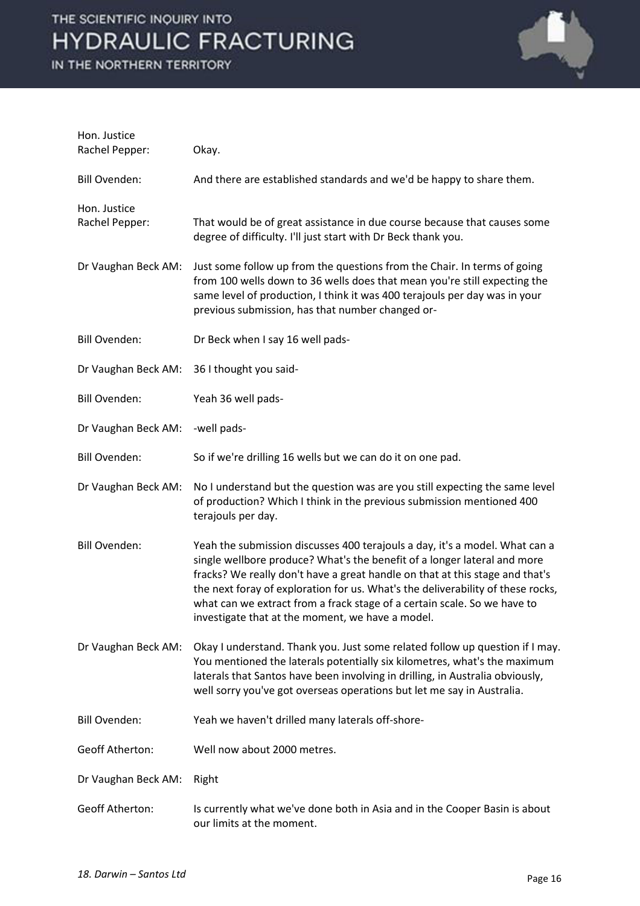**Hon. Justice Rachel Pepper:** Okay.

**Bill Ovenden:** And there are established standards and we'd be happy to share them.

**Hon. Justice Rachel Pepper:** That would be of great assistance in due course because that causes some degree of difficulty. I'll just start with Dr Beck thank you.

**Dr Vaughan Beck AM:** Just some follow up from the questions from the Chair. In terms of going from 100 wells down to 36 wells does that mean you're still expecting the same level of production, I think it was 400 terajouls per day was in your previous submission, has that number changed or-

**Bill Ovenden:** Dr Beck when I say 16 well pads-

**Dr Vaughan Beck AM:** 36 I thought you said-

**Bill Ovenden:** Yeah 36 well pads-

**Dr Vaughan Beck AM:** -well pads-

**Bill Ovenden:** So if we're drilling 16 wells but we can do it on one pad.

**Dr Vaughan Beck AM:** No I understand but the question was are you still expecting the same level of production? Which I think in the previous submission mentioned 400 terajouls per day.

**Bill Ovenden:** Yeah the submission discusses 400 terajouls a day, it's a model. What can a single wellbore produce? What's the benefit of a longer lateral and more fracks? We really don't have a great handle on that at this stage and that's the next foray of exploration for us. What's the deliverability of these rocks, what can we extract from a frack stage of a certain scale. So we have to investigate that at the moment, we have a model.

**Dr Vaughan Beck AM:** Okay I understand. Thank you. Just some related follow up question if I may. You mentioned the laterals potentially six kilometres, what's the maximum laterals that Santos have been involving in drilling, in Australia obviously, well sorry you've got overseas operations but let me say in Australia.

**Bill Ovenden:** Yeah we haven't drilled many laterals off-shore-

**Geoff Atherton:** Well now about 2000 metres.

**Dr Vaughan Beck AM:** Right

**Geoff Atherton:** Is currently what we've done both in Asia and in the Cooper Basin is about our limits at the moment.

*18. Darwin – Santos Ltd*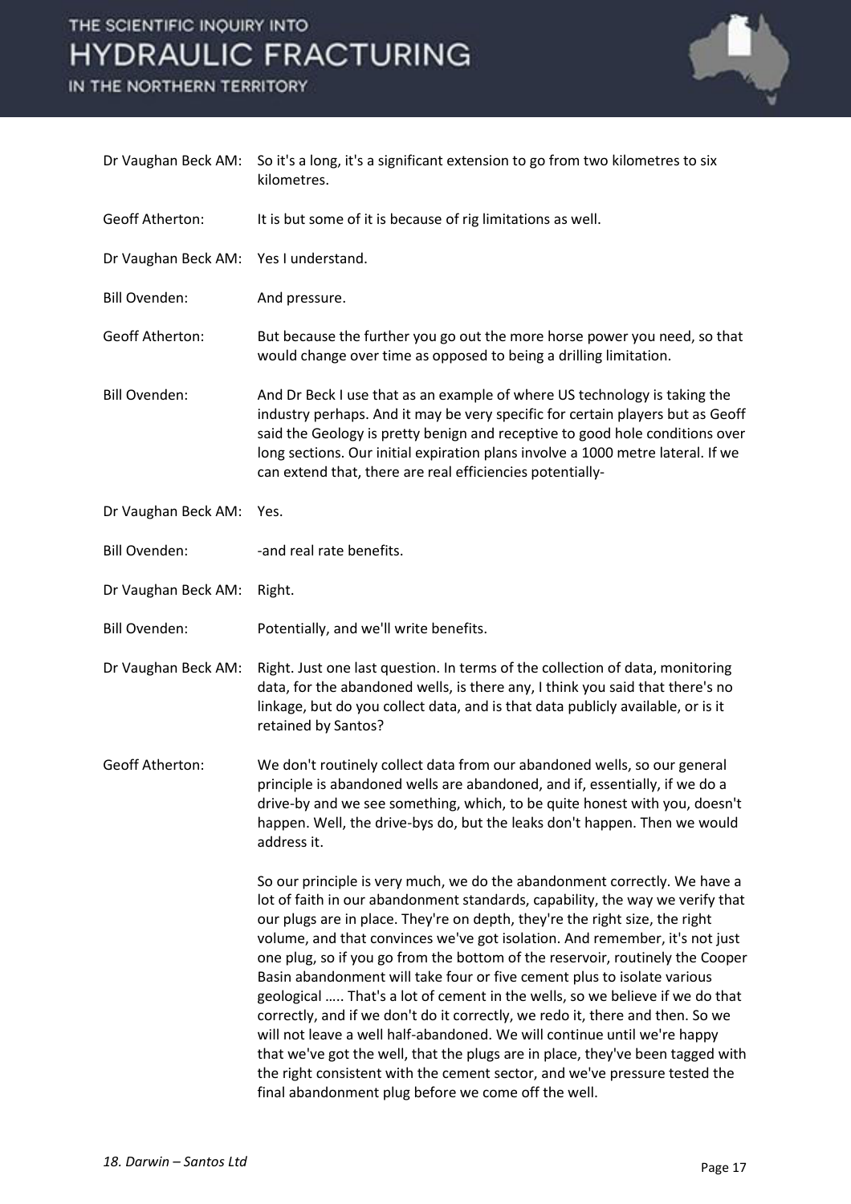Dr Vaughan Beck AM: So it's a long, it's a significant extension to go from two kilometres to six kilometres.

Geoff Atherton: It is but some of it is because of rig limitations as well.

Dr Vaughan Beck AM: Yes I understand.

Bill Ovenden: And pressure.

Geoff Atherton: But because the further you go out the more horse power you need, so that would change over time as opposed to being a drilling limitation.

Bill Ovenden: And Dr Beck I use that as an example of where US technology is taking the industry perhaps. And it may be very specific for certain players but as Geoff said the Geology is pretty benign and receptive to good hole conditions over long sections. Our initial expiration plans involve a 1000 metre lateral. If we can extend that, there are real efficiencies potentially-

Dr Vaughan Beck AM: Yes.

Bill Ovenden: -and real rate benefits.

Dr Vaughan Beck AM: Right.

Bill Ovenden: Potentially, and we'll write benefits.

Dr Vaughan Beck AM: Right. Just one last question. In terms of the collection of data, monitoring data, for the abandoned wells, is there any, I think you said that there's no linkage, but do you collect data, and is that data publicly available, or is it retained by Santos?

Geoff Atherton: We don't routinely collect data from our abandoned wells, so our general principle is abandoned wells are abandoned, and if, essentially, if we do a drive-by and we see something, which, to be quite honest with you, doesn't happen. Well, the drive-bys do, but the leaks don't happen. Then we would address it.

So our principle is very much, we do the abandonment correctly. We have a lot of faith in our abandonment standards, capability, the way we verify that our plugs are in place. They're on depth, they're the right size, the right volume, and that convinces we've got isolation. And remember, it's not just one plug, so if you go from the bottom of the reservoir, routinely the Cooper Basin abandonment will take four or five cement plus to isolate various geological ….. That's a lot of cement in the wells, so we believe if we do that correctly, and if we don't do it correctly, we redo it, there and then. So we will not leave a well half-abandoned. We will continue until we're happy that we've got the well, that the plugs are in place, they've been tagged with the right consistent with the cement sector, and we've pressure tested the final abandonment plug before we come off the well.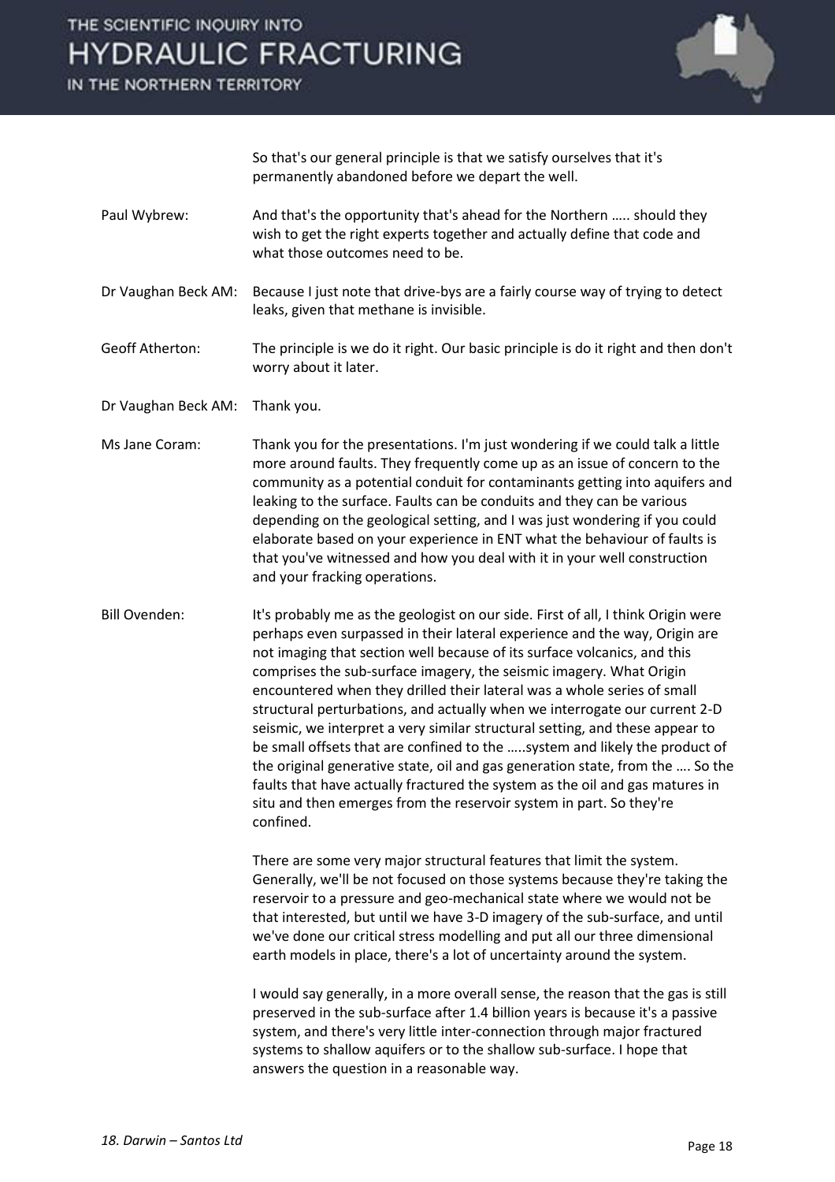So that's our general principle is that we satisfy ourselves that it's permanently abandoned before we depart the well.

**Paul Wybrew:** And that's the opportunity that's ahead for the Northern ….. should they wish to get the right experts together and actually define that code and what those outcomes need to be.

**Dr Vaughan Beck AM:** Because I just note that drive-bys are a fairly course way of trying to detect leaks, given that methane is invisible.

**Geoff Atherton:** The principle is we do it right. Our basic principle is do it right and then don't worry about it later.

**Dr Vaughan Beck AM:** Thank you.

**Ms Jane Coram:** Thank you for the presentations. I'm just wondering if we could talk a little more around faults. They frequently come up as an issue of concern to the community as a potential conduit for contaminants getting into aquifers and leaking to the surface. Faults can be conduits and they can be various depending on the geological setting, and I was just wondering if you could elaborate based on your experience in ENT what the behaviour of faults is that you've witnessed and how you deal with it in your well construction and your fracking operations.

**Bill Ovenden:** It's probably me as the geologist on our side. First of all, I think Origin were perhaps even surpassed in their lateral experience and the way, Origin are not imaging that section well because of its surface volcanics, and this comprises the sub-surface imagery, the seismic imagery. What Origin encountered when they drilled their lateral was a whole series of small structural perturbations, and actually when we interrogate our current 2-D seismic, we interpret a very similar structural setting, and these appear to be small offsets that are confined to the …..system and likely the product of the original generative state, oil and gas generation state, from the …. So the faults that have actually fractured the system as the oil and gas matures in situ and then emerges from the reservoir system in part. So they're confined.

There are some very major structural features that limit the system. Generally, we'll be not focused on those systems because they're taking the reservoir to a pressure and geo-mechanical state where we would not be that interested, but until we have 3-D imagery of the sub-surface, and until we've done our critical stress modelling and put all our three dimensional earth models in place, there's a lot of uncertainty around the system.

I would say generally, in a more overall sense, the reason that the gas is still preserved in the sub-surface after 1.4 billion years is because it's a passive system, and there's very little inter-connection through major fractured systems to shallow aquifers or to the shallow sub-surface. I hope that answers the question in a reasonable way.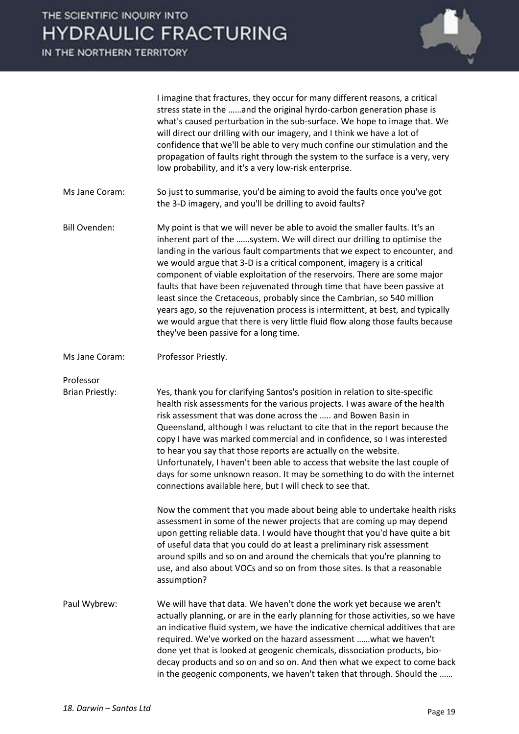I imagine that fractures, they occur for many different reasons, a critical stress state in the ……and the original hyrdo-carbon generation phase is what's caused perturbation in the sub-surface. We hope to image that. We will direct our drilling with our imagery, and I think we have a lot of confidence that we'll be able to very much confine our stimulation and the propagation of faults right through the system to the surface is a very, very low probability, and it's a very low-risk enterprise.

**Ms Jane Coram:** So just to summarise, you'd be aiming to avoid the faults once you've got the 3-D imagery, and you'll be drilling to avoid faults?

**Bill Ovenden:** My point is that we will never be able to avoid the smaller faults. It's an inherent part of the ……system. We will direct our drilling to optimise the landing in the various fault compartments that we expect to encounter, and we would argue that 3-D is a critical component, imagery is a critical component of viable exploitation of the reservoirs. There are some major faults that have been rejuvenated through time that have been passive at least since the Cretaceous, probably since the Cambrian, so 540 million years ago, so the rejuvenation process is intermittent, at best, and typically we would argue that there is very little fluid flow along those faults because they've been passive for a long time.

**Ms Jane Coram:** Professor Priestly.

**Professor Brian Priestly:** Yes, thank you for clarifying Santos's position in relation to site-specific health risk assessments for the various projects. I was aware of the health risk assessment that was done across the ….. and Bowen Basin in Queensland, although I was reluctant to cite that in the report because the copy I have was marked commercial and in confidence, so I was interested to hear you say that those reports are actually on the website. Unfortunately, I haven't been able to access that website the last couple of days for some unknown reason. It may be something to do with the internet connections available here, but I will check to see that.

Now the comment that you made about being able to undertake health risks assessment in some of the newer projects that are coming up may depend upon getting reliable data. I would have thought that you'd have quite a bit of useful data that you could do at least a preliminary risk assessment around spills and so on and around the chemicals that you're planning to use, and also about VOCs and so on from those sites. Is that a reasonable assumption?

**Paul Wybrew:** We will have that data. We haven't done the work yet because we aren't actually planning, or are in the early planning for those activities, so we have an indicative fluid system, we have the indicative chemical additives that are required. We've worked on the hazard assessment ……what we haven't done yet that is looked at geogenic chemicals, dissociation products, bio-decay products and so on and so on. And then what we expect to come back in the geogenic components, we haven't taken that through. Should the ……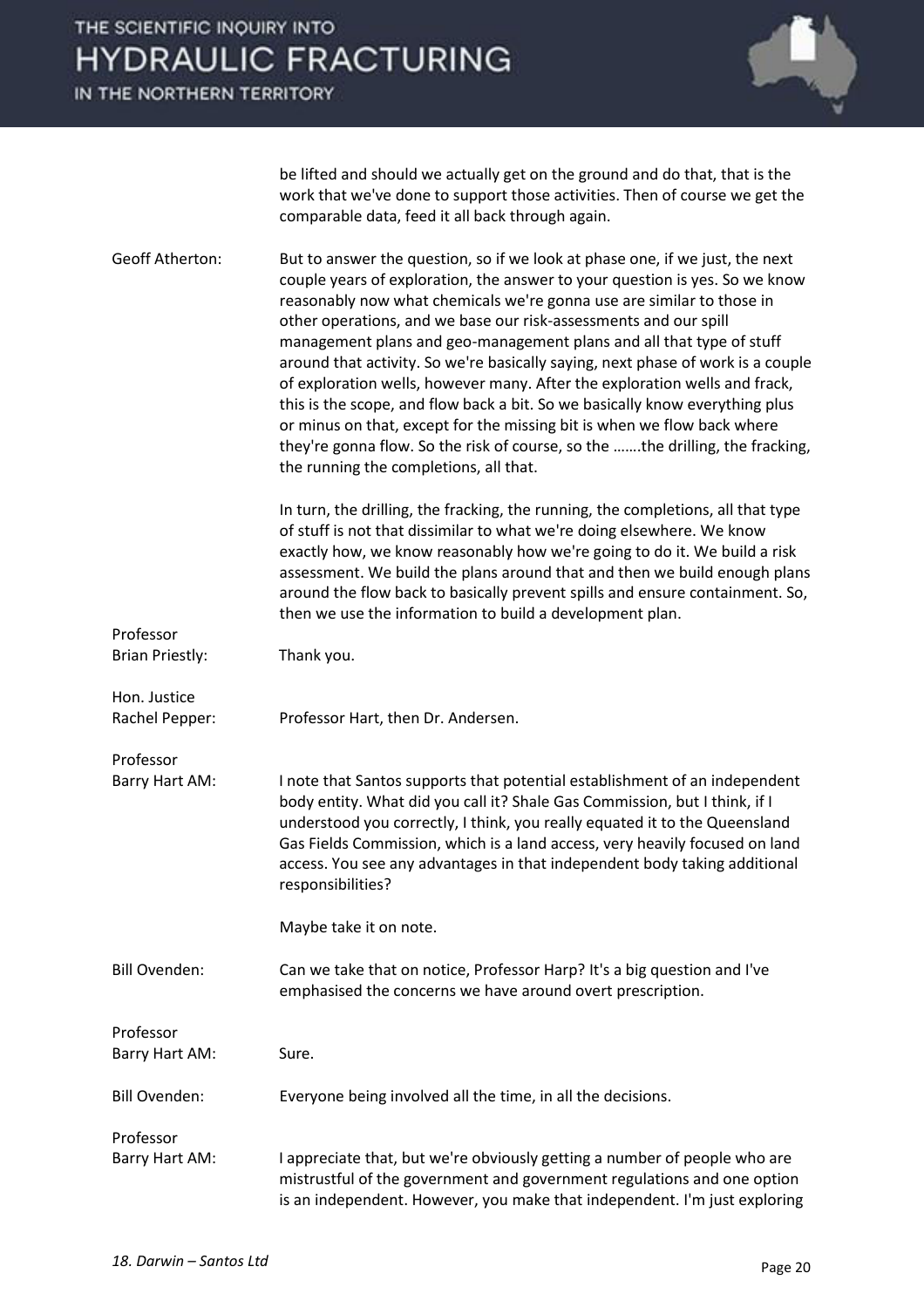be lifted and should we actually get on the ground and do that, that is the work that we've done to support those activities. Then of course we get the comparable data, feed it all back through again.

**Geoff Atherton:** But to answer the question, so if we look at phase one, if we just, the next couple years of exploration, the answer to your question is yes. So we know reasonably now what chemicals we're gonna use are similar to those in other operations, and we base our risk-assessments and our spill management plans and geo-management plans and all that type of stuff around that activity. So we're basically saying, next phase of work is a couple of exploration wells, however many. After the exploration wells and frack, this is the scope, and flow back a bit. So we basically know everything plus or minus on that, except for the missing bit is when we flow back where they're gonna flow. So the risk of course, so the …….the drilling, the fracking, the running the completions, all that.

In turn, the drilling, the fracking, the running, the completions, all that type of stuff is not that dissimilar to what we're doing elsewhere. We know exactly how, we know reasonably how we're going to do it. We build a risk assessment. We build the plans around that and then we build enough plans around the flow back to basically prevent spills and ensure containment. So, then we use the information to build a development plan.

**Professor Brian Priestly:** Thank you.

**Hon. Justice Rachel Pepper:** Professor Hart, then Dr. Andersen.

**Professor Barry Hart AM:** I note that Santos supports that potential establishment of an independent body entity. What did you call it? Shale Gas Commission, but I think, if I understood you correctly, I think, you really equated it to the Queensland Gas Fields Commission, which is a land access, very heavily focused on land access. You see any advantages in that independent body taking additional responsibilities?

Maybe take it on note.

**Bill Ovenden:** Can we take that on notice, Professor Harp? It's a big question and I've emphasised the concerns we have around overt prescription.

**Professor Barry Hart AM:** Sure.

**Bill Ovenden:** Everyone being involved all the time, in all the decisions.

**Professor Barry Hart AM:** I appreciate that, but we're obviously getting a number of people who are mistrustful of the government and government regulations and one option is an independent. However, you make that independent. I'm just exploring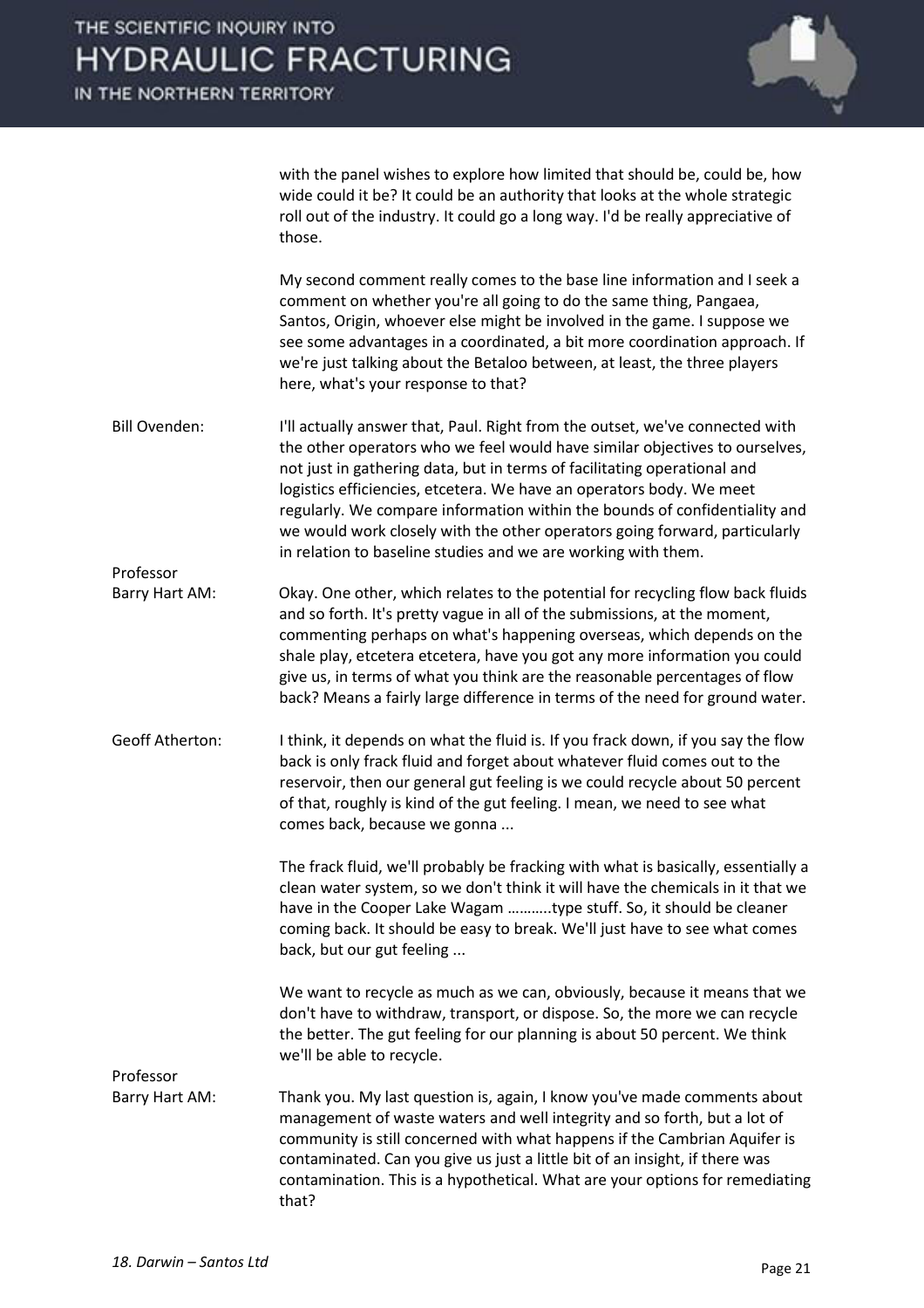with the panel wishes to explore how limited that should be, could be, how wide could it be? It could be an authority that looks at the whole strategic roll out of the industry. It could go a long way. I'd be really appreciative of those.

My second comment really comes to the base line information and I seek a comment on whether you're all going to do the same thing, Pangaea, Santos, Origin, whoever else might be involved in the game. I suppose we see some advantages in a coordinated, a bit more coordination approach. If we're just talking about the Betaloo between, at least, the three players here, what's your response to that?

**Bill Ovenden:** I'll actually answer that, Paul. Right from the outset, we've connected with the other operators who we feel would have similar objectives to ourselves, not just in gathering data, but in terms of facilitating operational and logistics efficiencies, etcetera. We have an operators body. We meet regularly. We compare information within the bounds of confidentiality and we would work closely with the other operators going forward, particularly in relation to baseline studies and we are working with them.

**Professor Barry Hart AM:** Okay. One other, which relates to the potential for recycling flow back fluids and so forth. It's pretty vague in all of the submissions, at the moment, commenting perhaps on what's happening overseas, which depends on the shale play, etcetera etcetera, have you got any more information you could give us, in terms of what you think are the reasonable percentages of flow back? Means a fairly large difference in terms of the need for ground water.

**Geoff Atherton:** I think, it depends on what the fluid is. If you frack down, if you say the flow back is only frack fluid and forget about whatever fluid comes out to the reservoir, then our general gut feeling is we could recycle about 50 percent of that, roughly is kind of the gut feeling. I mean, we need to see what comes back, because we gonna ...

The frack fluid, we'll probably be fracking with what is basically, essentially a clean water system, so we don't think it will have the chemicals in it that we have in the Cooper Lake Wagam ………..type stuff. So, it should be cleaner coming back. It should be easy to break. We'll just have to see what comes back, but our gut feeling ...

We want to recycle as much as we can, obviously, because it means that we don't have to withdraw, transport, or dispose. So, the more we can recycle the better. The gut feeling for our planning is about 50 percent. We think we'll be able to recycle.

**Professor Barry Hart AM:** Thank you. My last question is, again, I know you've made comments about management of waste waters and well integrity and so forth, but a lot of community is still concerned with what happens if the Cambrian Aquifer is contaminated. Can you give us just a little bit of an insight, if there was contamination. This is a hypothetical. What are your options for remediating that?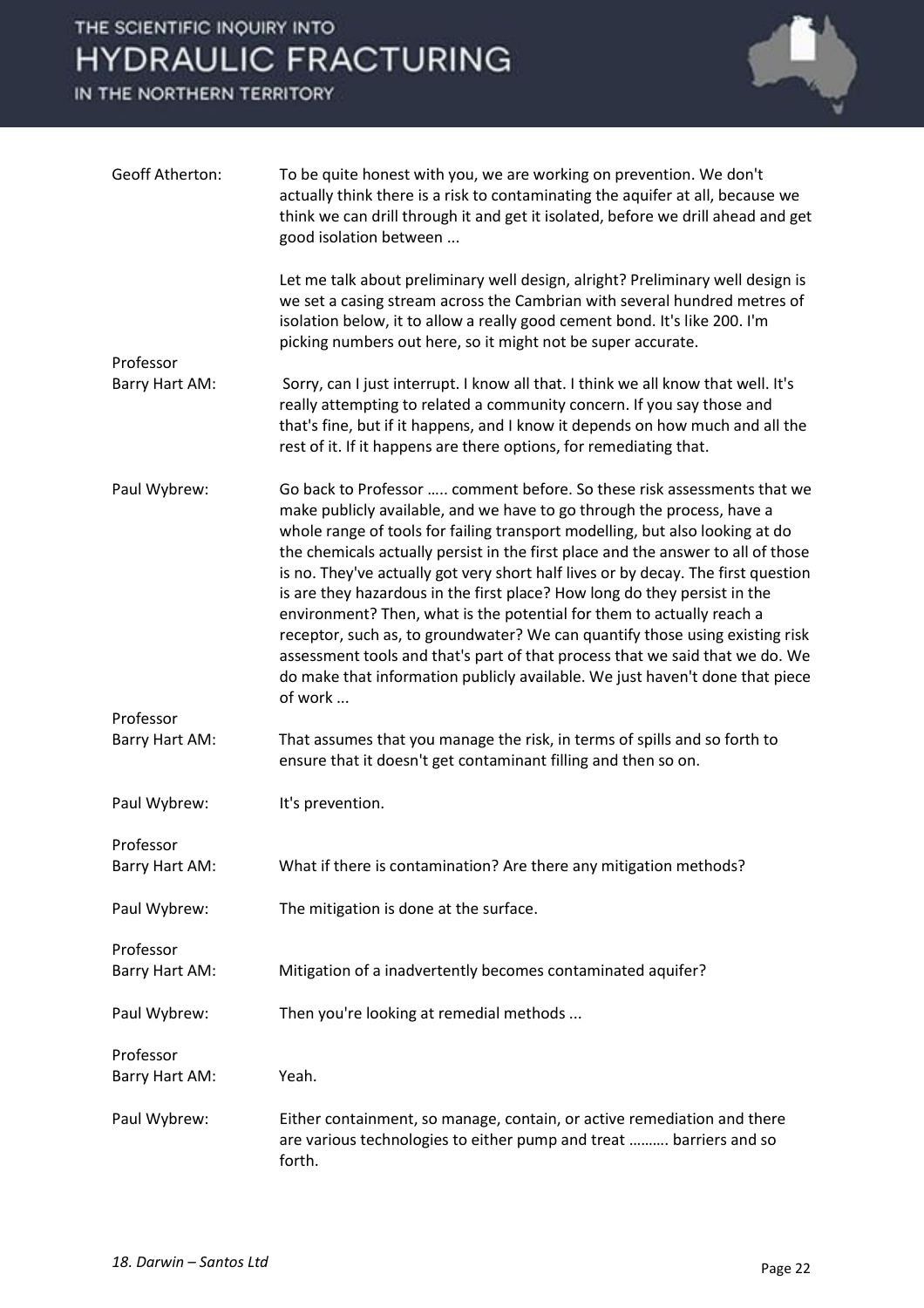**Geoff Atherton:** To be quite honest with you, we are working on prevention. We don't actually think there is a risk to contaminating the aquifer at all, because we think we can drill through it and get it isolated, before we drill ahead and get good isolation between ...

Let me talk about preliminary well design, alright? Preliminary well design is we set a casing stream across the Cambrian with several hundred metres of isolation below, it to allow a really good cement bond. It's like 200. I'm picking numbers out here, so it might not be super accurate.

**Professor Barry Hart AM:** Sorry, can I just interrupt. I know all that. I think we all know that well. It's really attempting to related a community concern. If you say those and that's fine, but if it happens, and I know it depends on how much and all the rest of it. If it happens are there options, for remediating that.

**Paul Wybrew:** Go back to Professor ….. comment before. So these risk assessments that we make publicly available, and we have to go through the process, have a whole range of tools for failing transport modelling, but also looking at do the chemicals actually persist in the first place and the answer to all of those is no. They've actually got very short half lives or by decay. The first question is are they hazardous in the first place? How long do they persist in the environment? Then, what is the potential for them to actually reach a receptor, such as, to groundwater? We can quantify those using existing risk assessment tools and that's part of that process that we said that we do. We do make that information publicly available. We just haven't done that piece of work ...

**Professor Barry Hart AM:** That assumes that you manage the risk, in terms of spills and so forth to ensure that it doesn't get contaminant filling and then so on.

**Paul Wybrew:** It's prevention.

**Professor Barry Hart AM:** What if there is contamination? Are there any mitigation methods?

**Paul Wybrew:** The mitigation is done at the surface.

**Professor Barry Hart AM:** Mitigation of a inadvertently becomes contaminated aquifer?

**Paul Wybrew:** Then you're looking at remedial methods ...

**Professor Barry Hart AM:** Yeah.

**Paul Wybrew:** Either containment, so manage, contain, or active remediation and there are various technologies to either pump and treat ………. barriers and so forth.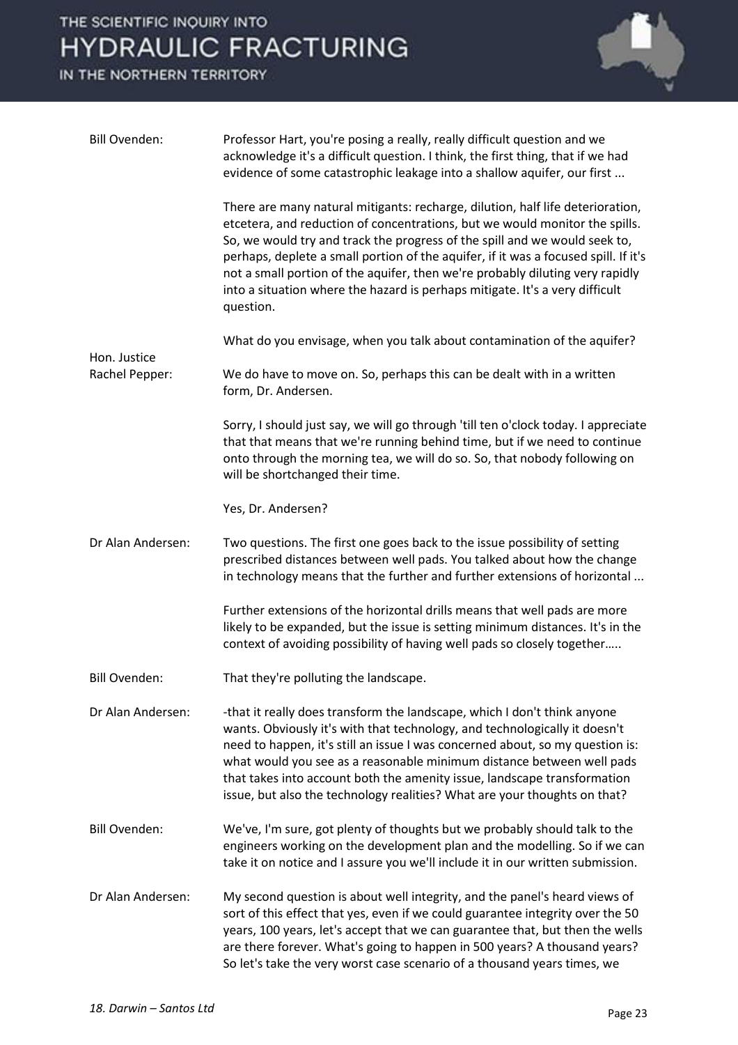**Bill Ovenden:** Professor Hart, you're posing a really, really difficult question and we acknowledge it's a difficult question. I think, the first thing, that if we had evidence of some catastrophic leakage into a shallow aquifer, our first ...

There are many natural mitigants: recharge, dilution, half life deterioration, etcetera, and reduction of concentrations, but we would monitor the spills. So, we would try and track the progress of the spill and we would seek to, perhaps, deplete a small portion of the aquifer, if it was a focused spill. If it's not a small portion of the aquifer, then we're probably diluting very rapidly into a situation where the hazard is perhaps mitigate. It's a very difficult question.

What do you envisage, when you talk about contamination of the aquifer?

**Hon. Justice Rachel Pepper:** We do have to move on. So, perhaps this can be dealt with in a written form, Dr. Andersen.

Sorry, I should just say, we will go through 'till ten o'clock today. I appreciate that that means that we're running behind time, but if we need to continue onto through the morning tea, we will do so. So, that nobody following on will be shortchanged their time.

Yes, Dr. Andersen?

**Dr Alan Andersen:** Two questions. The first one goes back to the issue possibility of setting prescribed distances between well pads. You talked about how the change in technology means that the further and further extensions of horizontal ...

Further extensions of the horizontal drills means that well pads are more likely to be expanded, but the issue is setting minimum distances. It's in the context of avoiding possibility of having well pads so closely together…..

**Bill Ovenden:** That they're polluting the landscape.

**Dr Alan Andersen:** -that it really does transform the landscape, which I don't think anyone wants. Obviously it's with that technology, and technologically it doesn't need to happen, it's still an issue I was concerned about, so my question is: what would you see as a reasonable minimum distance between well pads that takes into account both the amenity issue, landscape transformation issue, but also the technology realities? What are your thoughts on that?

**Bill Ovenden:** We've, I'm sure, got plenty of thoughts but we probably should talk to the engineers working on the development plan and the modelling. So if we can take it on notice and I assure you we'll include it in our written submission.

**Dr Alan Andersen:** My second question is about well integrity, and the panel's heard views of sort of this effect that yes, even if we could guarantee integrity over the 50 years, 100 years, let's accept that we can guarantee that, but then the wells are there forever. What's going to happen in 500 years? A thousand years? So let's take the very worst case scenario of a thousand years times, we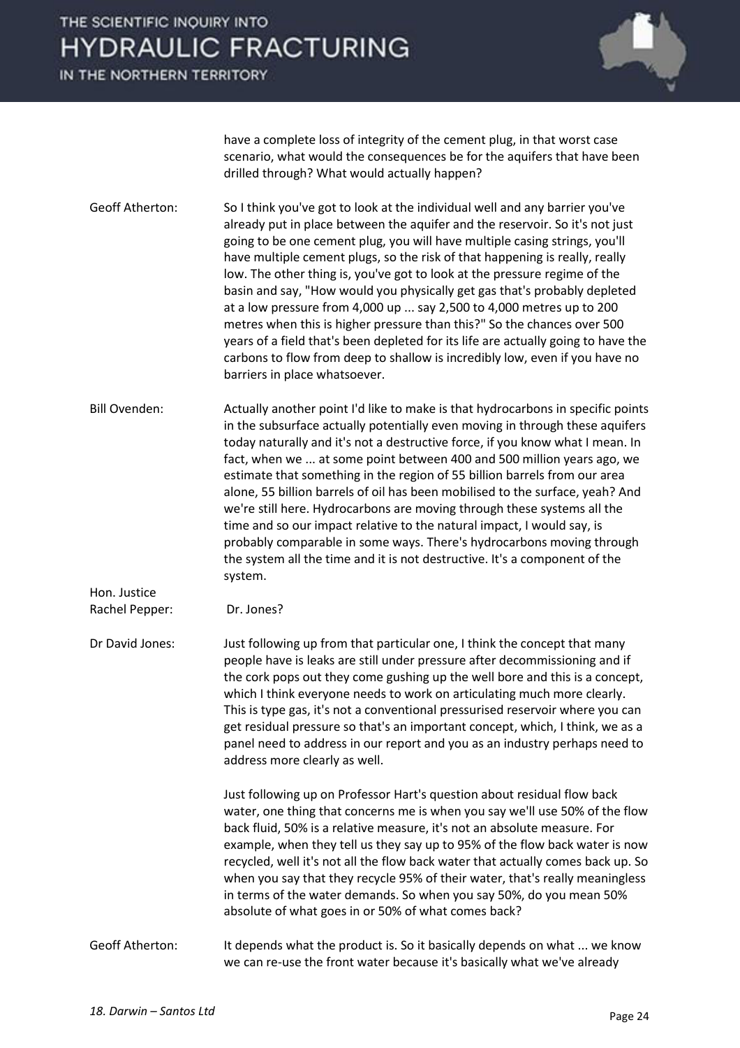have a complete loss of integrity of the cement plug, in that worst case scenario, what would the consequences be for the aquifers that have been drilled through? What would actually happen?

**Geoff Atherton:** So I think you've got to look at the individual well and any barrier you've already put in place between the aquifer and the reservoir. So it's not just going to be one cement plug, you will have multiple casing strings, you'll have multiple cement plugs, so the risk of that happening is really, really low. The other thing is, you've got to look at the pressure regime of the basin and say, "How would you physically get gas that's probably depleted at a low pressure from 4,000 up ... say 2,500 to 4,000 metres up to 200 metres when this is higher pressure than this?" So the chances over 500 years of a field that's been depleted for its life are actually going to have the carbons to flow from deep to shallow is incredibly low, even if you have no barriers in place whatsoever.

**Bill Ovenden:** Actually another point I'd like to make is that hydrocarbons in specific points in the subsurface actually potentially even moving in through these aquifers today naturally and it's not a destructive force, if you know what I mean. In fact, when we ... at some point between 400 and 500 million years ago, we estimate that something in the region of 55 billion barrels from our area alone, 55 billion barrels of oil has been mobilised to the surface, yeah? And we're still here. Hydrocarbons are moving through these systems all the time and so our impact relative to the natural impact, I would say, is probably comparable in some ways. There's hydrocarbons moving through the system all the time and it is not destructive. It's a component of the system.

**Hon. Justice Rachel Pepper:** Dr. Jones?

**Dr David Jones:** Just following up from that particular one, I think the concept that many people have is leaks are still under pressure after decommissioning and if the cork pops out they come gushing up the well bore and this is a concept, which I think everyone needs to work on articulating much more clearly. This is type gas, it's not a conventional pressurised reservoir where you can get residual pressure so that's an important concept, which, I think, we as a panel need to address in our report and you as an industry perhaps need to address more clearly as well.

Just following up on Professor Hart's question about residual flow back water, one thing that concerns me is when you say we'll use 50% of the flow back fluid, 50% is a relative measure, it's not an absolute measure. For example, when they tell us they say up to 95% of the flow back water is now recycled, well it's not all the flow back water that actually comes back up. So when you say that they recycle 95% of their water, that's really meaningless in terms of the water demands. So when you say 50%, do you mean 50% absolute of what goes in or 50% of what comes back?

**Geoff Atherton:** It depends what the product is. So it basically depends on what ... we know we can re-use the front water because it's basically what we've already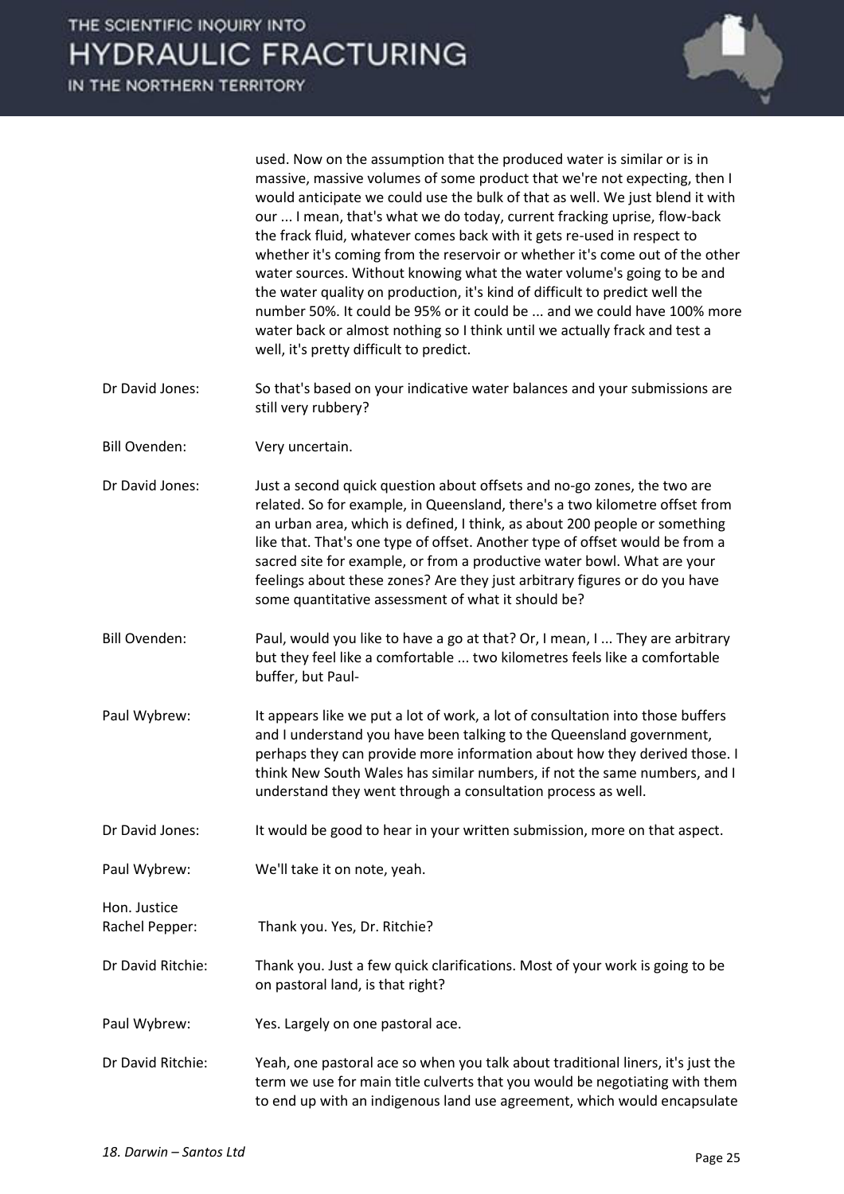used. Now on the assumption that the produced water is similar or is in massive, massive volumes of some product that we're not expecting, then I would anticipate we could use the bulk of that as well. We just blend it with our ... I mean, that's what we do today, current fracking uprise, flow-back the frack fluid, whatever comes back with it gets re-used in respect to whether it's coming from the reservoir or whether it's come out of the other water sources. Without knowing what the water volume's going to be and the water quality on production, it's kind of difficult to predict well the number 50%. It could be 95% or it could be ... and we could have 100% more water back or almost nothing so I think until we actually frack and test a well, it's pretty difficult to predict.

**Dr David Jones:** So that's based on your indicative water balances and your submissions are still very rubbery?

**Bill Ovenden:** Very uncertain.

**Dr David Jones:** Just a second quick question about offsets and no-go zones, the two are related. So for example, in Queensland, there's a two kilometre offset from an urban area, which is defined, I think, as about 200 people or something like that. That's one type of offset. Another type of offset would be from a sacred site for example, or from a productive water bowl. What are your feelings about these zones? Are they just arbitrary figures or do you have some quantitative assessment of what it should be?

**Bill Ovenden:** Paul, would you like to have a go at that? Or, I mean, I ... They are arbitrary but they feel like a comfortable ... two kilometres feels like a comfortable buffer, but Paul-

**Paul Wybrew:** It appears like we put a lot of work, a lot of consultation into those buffers and I understand you have been talking to the Queensland government, perhaps they can provide more information about how they derived those. I think New South Wales has similar numbers, if not the same numbers, and I understand they went through a consultation process as well.

**Dr David Jones:** It would be good to hear in your written submission, more on that aspect.

**Paul Wybrew:** We'll take it on note, yeah.

**Hon. Justice Rachel Pepper:** Thank you. Yes, Dr. Ritchie?

**Dr David Ritchie:** Thank you. Just a few quick clarifications. Most of your work is going to be on pastoral land, is that right?

**Paul Wybrew:** Yes. Largely on one pastoral ace.

**Dr David Ritchie:** Yeah, one pastoral ace so when you talk about traditional liners, it's just the term we use for main title culverts that you would be negotiating with them to end up with an indigenous land use agreement, which would encapsulate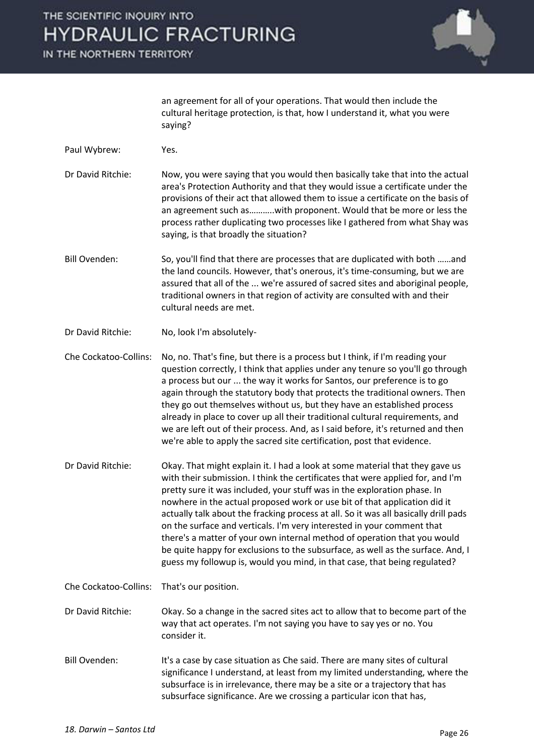an agreement for all of your operations. That would then include the cultural heritage protection, is that, how I understand it, what you were saying?

Paul Wybrew: Yes.

Dr David Ritchie: Now, you were saying that you would then basically take that into the actual area's Protection Authority and that they would issue a certificate under the provisions of their act that allowed them to issue a certificate on the basis of an agreement such as……….with proponent. Would that be more or less the process rather duplicating two processes like I gathered from what Shay was saying, is that broadly the situation?

Bill Ovenden: So, you'll find that there are processes that are duplicated with both ……and the land councils. However, that's onerous, it's time-consuming, but we are assured that all of the ... we're assured of sacred sites and aboriginal people, traditional owners in that region of activity are consulted with and their cultural needs are met.

Dr David Ritchie: No, look I'm absolutely-

Che Cockatoo-Collins: No, no. That's fine, but there is a process but I think, if I'm reading your question correctly, I think that applies under any tenure so you'll go through a process but our ... the way it works for Santos, our preference is to go again through the statutory body that protects the traditional owners. Then they go out themselves without us, but they have an established process already in place to cover up all their traditional cultural requirements, and we are left out of their process. And, as I said before, it's returned and then we're able to apply the sacred site certification, post that evidence.

Dr David Ritchie: Okay. That might explain it. I had a look at some material that they gave us with their submission. I think the certificates that were applied for, and I'm pretty sure it was included, your stuff was in the exploration phase. In nowhere in the actual proposed work or use bit of that application did it actually talk about the fracking process at all. So it was all basically drill pads on the surface and verticals. I'm very interested in your comment that there's a matter of your own internal method of operation that you would be quite happy for exclusions to the subsurface, as well as the surface. And, I guess my followup is, would you mind, in that case, that being regulated?

Che Cockatoo-Collins: That's our position.

Dr David Ritchie: Okay. So a change in the sacred sites act to allow that to become part of the way that act operates. I'm not saying you have to say yes or no. You consider it.

Bill Ovenden: It's a case by case situation as Che said. There are many sites of cultural significance I understand, at least from my limited understanding, where the subsurface is in irrelevance, there may be a site or a trajectory that has subsurface significance. Are we crossing a particular icon that has,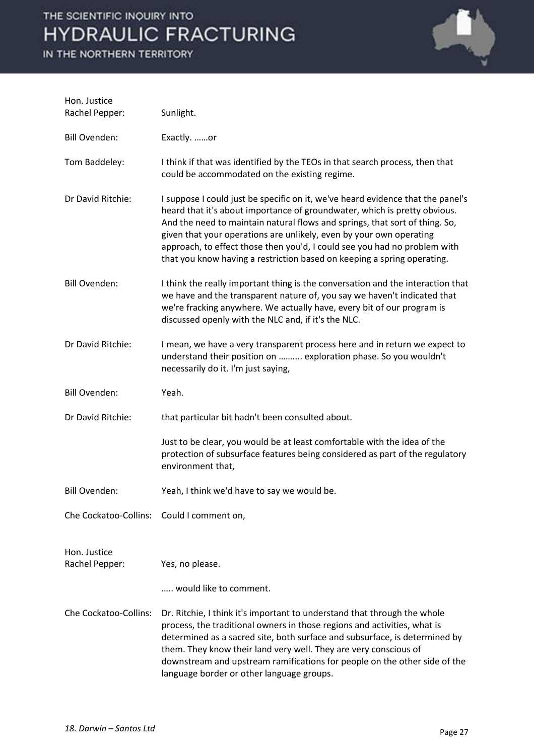Hon. Justice Rachel Pepper: Sunlight.

Bill Ovenden: Exactly. ……or

Tom Baddeley: I think if that was identified by the TEOs in that search process, then that could be accommodated on the existing regime.

Dr David Ritchie: I suppose I could just be specific on it, we've heard evidence that the panel's heard that it's about importance of groundwater, which is pretty obvious. And the need to maintain natural flows and springs, that sort of thing. So, given that your operations are unlikely, even by your own operating approach, to effect those then you'd, I could see you had no problem with that you know having a restriction based on keeping a spring operating.

Bill Ovenden: I think the really important thing is the conversation and the interaction that we have and the transparent nature of, you say we haven't indicated that we're fracking anywhere. We actually have, every bit of our program is discussed openly with the NLC and, if it's the NLC.

Dr David Ritchie: I mean, we have a very transparent process here and in return we expect to understand their position on ………. exploration phase. So you wouldn't necessarily do it. I'm just saying,

Bill Ovenden: Yeah.

Dr David Ritchie: that particular bit hadn't been consulted about.

Just to be clear, you would be at least comfortable with the idea of the protection of subsurface features being considered as part of the regulatory environment that,

Bill Ovenden: Yeah, I think we'd have to say we would be.

Che Cockatoo-Collins: Could I comment on,

Hon. Justice Rachel Pepper: Yes, no please.

….. would like to comment.

Che Cockatoo-Collins: Dr. Ritchie, I think it's important to understand that through the whole process, the traditional owners in those regions and activities, what is determined as a sacred site, both surface and subsurface, is determined by them. They know their land very well. They are very conscious of downstream and upstream ramifications for people on the other side of the language border or other language groups.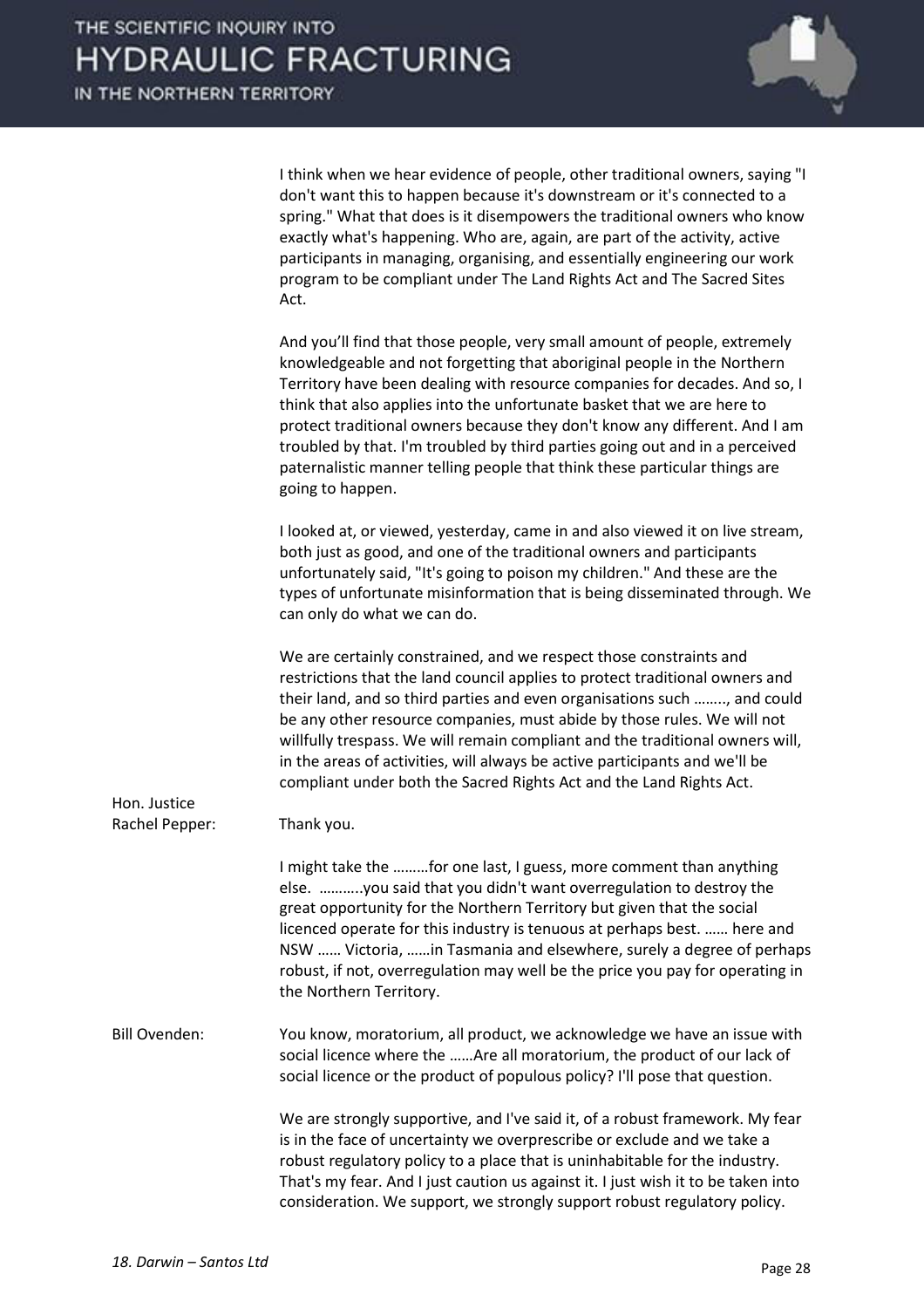I think when we hear evidence of people, other traditional owners, saying "I don't want this to happen because it's downstream or it's connected to a spring." What that does is it disempowers the traditional owners who know exactly what's happening. Who are, again, are part of the activity, active participants in managing, organising, and essentially engineering our work program to be compliant under The Land Rights Act and The Sacred Sites Act.

And you'll find that those people, very small amount of people, extremely knowledgeable and not forgetting that aboriginal people in the Northern Territory have been dealing with resource companies for decades. And so, I think that also applies into the unfortunate basket that we are here to protect traditional owners because they don't know any different. And I am troubled by that. I'm troubled by third parties going out and in a perceived paternalistic manner telling people that think these particular things are going to happen.

I looked at, or viewed, yesterday, came in and also viewed it on live stream, both just as good, and one of the traditional owners and participants unfortunately said, "It's going to poison my children." And these are the types of unfortunate misinformation that is being disseminated through. We can only do what we can do.

We are certainly constrained, and we respect those constraints and restrictions that the land council applies to protect traditional owners and their land, and so third parties and even organisations such …….., and could be any other resource companies, must abide by those rules. We will not willfully trespass. We will remain compliant and the traditional owners will, in the areas of activities, will always be active participants and we'll be compliant under both the Sacred Rights Act and the Land Rights Act.

**Hon. Justice Rachel Pepper:** Thank you.

I might take the ………for one last, I guess, more comment than anything else. ………..you said that you didn't want overregulation to destroy the great opportunity for the Northern Territory but given that the social licenced operate for this industry is tenuous at perhaps best. …… here and NSW …… Victoria, ……in Tasmania and elsewhere, surely a degree of perhaps robust, if not, overregulation may well be the price you pay for operating in the Northern Territory.

**Bill Ovenden:** You know, moratorium, all product, we acknowledge we have an issue with social licence where the ……Are all moratorium, the product of our lack of social licence or the product of populous policy? I'll pose that question.

We are strongly supportive, and I've said it, of a robust framework. My fear is in the face of uncertainty we overprescribe or exclude and we take a robust regulatory policy to a place that is uninhabitable for the industry. That's my fear. And I just caution us against it. I just wish it to be taken into consideration. We support, we strongly support robust regulatory policy.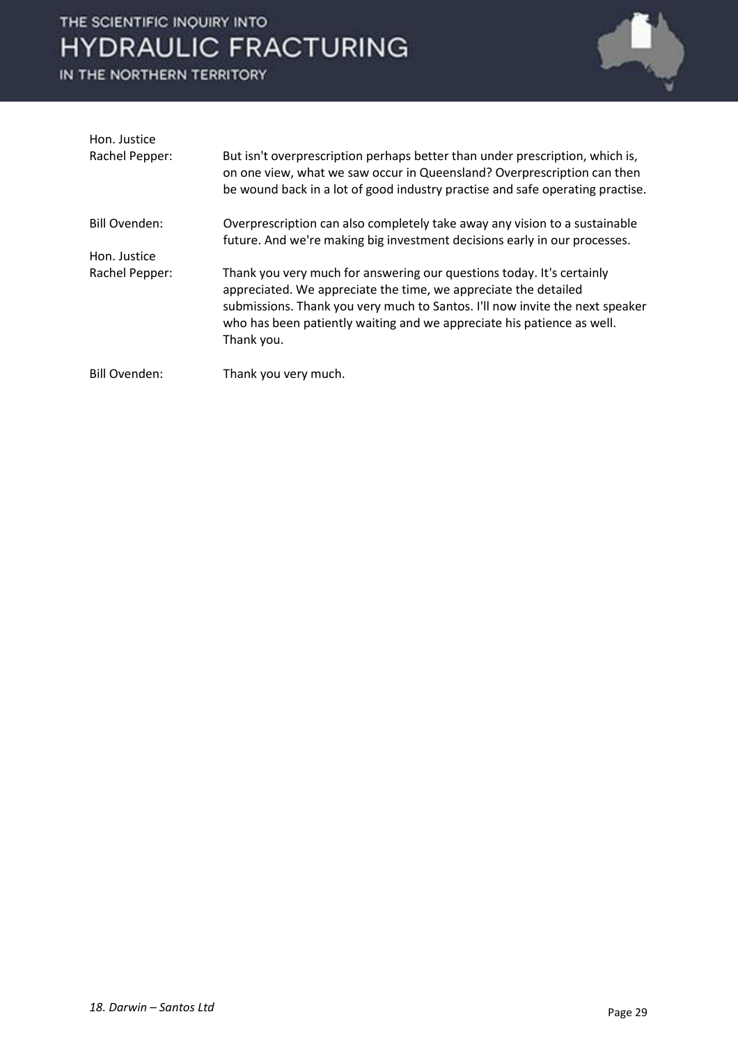**Hon. Justice Rachel Pepper:** But isn't overprescription perhaps better than under prescription, which is, on one view, what we saw occur in Queensland? Overprescription can then be wound back in a lot of good industry practise and safe operating practise.

**Bill Ovenden:** Overprescription can also completely take away any vision to a sustainable future. And we're making big investment decisions early in our processes.

**Hon. Justice Rachel Pepper:** Thank you very much for answering our questions today. It's certainly appreciated. We appreciate the time, we appreciate the detailed submissions. Thank you very much to Santos. I'll now invite the next speaker who has been patiently waiting and we appreciate his patience as well. Thank you.

**Bill Ovenden:** Thank you very much.